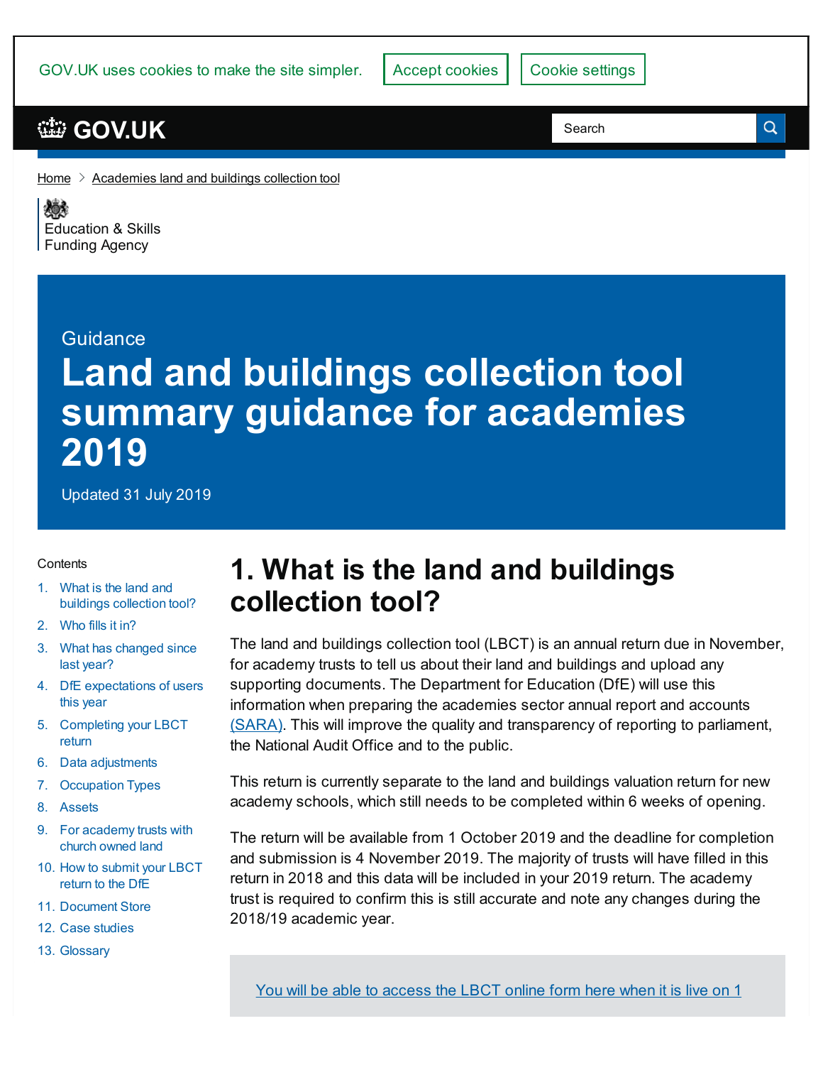GOV.UK uses cookies to make the site simpler. Accept cookies Cookie settings

GOV.UK

Search

Home > Academies land and buildings collection tool

Education & Skills Funding Agency

Guidance

# Land and buildings collection tool summary guidance for academies 2019

Updated 31 July 2019

Contents

1. What is the land and buildings collection tool?
2. Who fills it in?
3. What has changed since last year?
4. DfE expectations of users this year
5. Completing your LBCT return
6. Data adjustments
7. Occupation Types
8. Assets
9. For academy trusts with church owned land
10. How to submit your LBCT return to the DfE
11. Document Store
12. Case studies
13. Glossary

## 1. What is the land and buildings collection tool?

The land and buildings collection tool (LBCT) is an annual return due in November, for academy trusts to tell us about their land and buildings and upload any supporting documents. The Department for Education (DfE) will use this information when preparing the academies sector annual report and accounts (SARA). This will improve the quality and transparency of reporting to parliament, the National Audit Office and to the public.

This return is currently separate to the land and buildings valuation return for new academy schools, which still needs to be completed within 6 weeks of opening.

The return will be available from 1 October 2019 and the deadline for completion and submission is 4 November 2019. The majority of trusts will have filled in this return in 2018 and this data will be included in your 2019 return. The academy trust is required to confirm this is still accurate and note any changes during the 2018/19 academic year.

You will be able to access the LBCT online form here when it is live on 1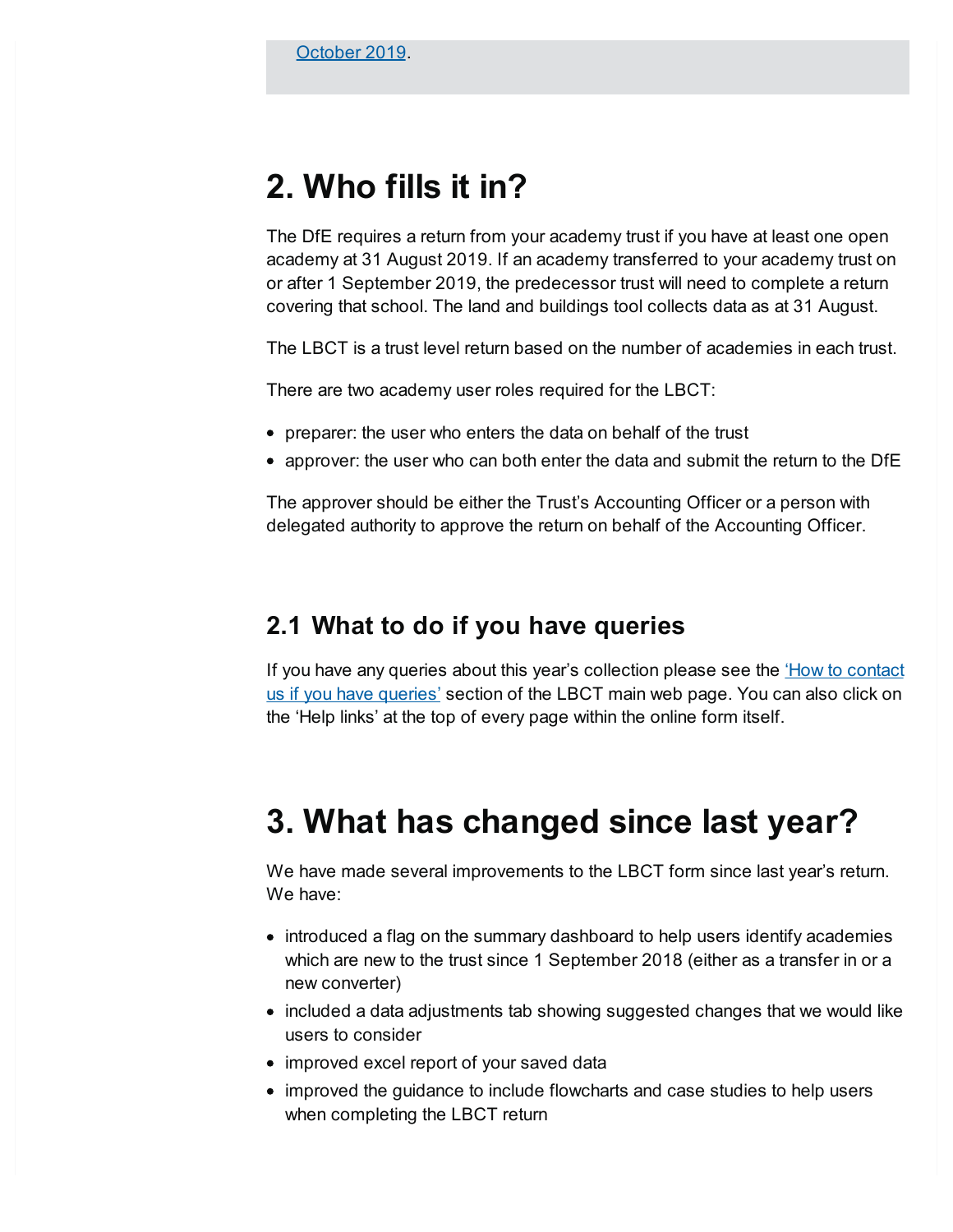October 2019.

# 2. Who fills it in?

The DfE requires a return from your academy trust if you have at least one open academy at 31 August 2019. If an academy transferred to your academy trust on or after 1 September 2019, the predecessor trust will need to complete a return covering that school. The land and buildings tool collects data as at 31 August.

The LBCT is a trust level return based on the number of academies in each trust.

There are two academy user roles required for the LBCT:

- preparer: the user who enters the data on behalf of the trust
- approver: the user who can both enter the data and submit the return to the DfE

The approver should be either the Trust's Accounting Officer or a person with delegated authority to approve the return on behalf of the Accounting Officer.

## 2.1 What to do if you have queries

If you have any queries about this year's collection please see the 'How to contact us if you have queries' section of the LBCT main web page. You can also click on the 'Help links' at the top of every page within the online form itself.

# 3. What has changed since last year?

We have made several improvements to the LBCT form since last year's return. We have:

- introduced a flag on the summary dashboard to help users identify academies which are new to the trust since 1 September 2018 (either as a transfer in or a new converter)
- included a data adjustments tab showing suggested changes that we would like users to consider
- improved excel report of your saved data
- improved the guidance to include flowcharts and case studies to help users when completing the LBCT return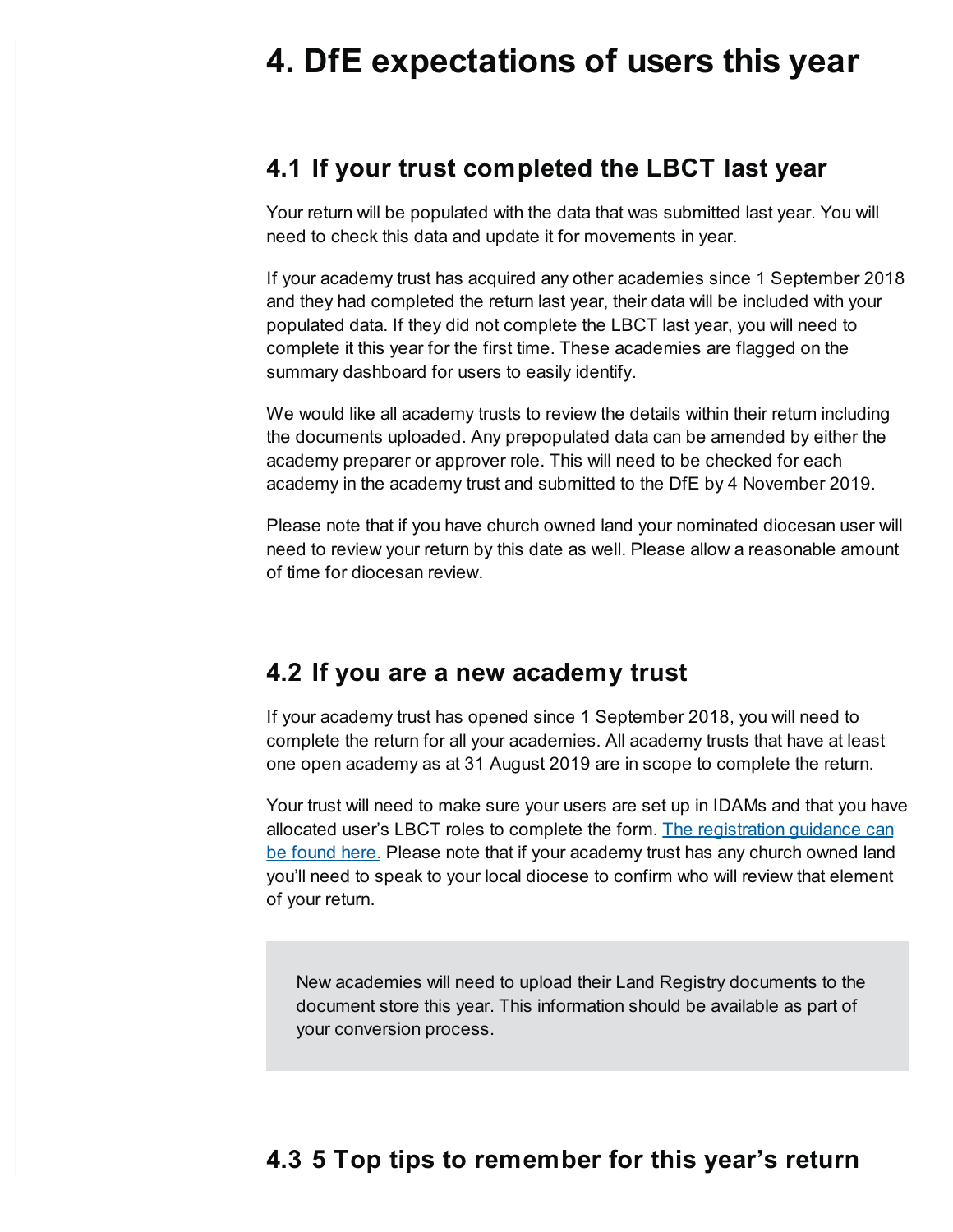# 4. DfE expectations of users this year

## 4.1 If your trust completed the LBCT last year

Your return will be populated with the data that was submitted last year. You will need to check this data and update it for movements in year.

If your academy trust has acquired any other academies since 1 September 2018 and they had completed the return last year, their data will be included with your populated data. If they did not complete the LBCT last year, you will need to complete it this year for the first time. These academies are flagged on the summary dashboard for users to easily identify.

We would like all academy trusts to review the details within their return including the documents uploaded. Any prepopulated data can be amended by either the academy preparer or approver role. This will need to be checked for each academy in the academy trust and submitted to the DfE by 4 November 2019.

Please note that if you have church owned land your nominated diocesan user will need to review your return by this date as well. Please allow a reasonable amount of time for diocesan review.

## 4.2 If you are a new academy trust

If your academy trust has opened since 1 September 2018, you will need to complete the return for all your academies. All academy trusts that have at least one open academy as at 31 August 2019 are in scope to complete the return.

Your trust will need to make sure your users are set up in IDAMs and that you have allocated user's LBCT roles to complete the form. [The registration guidance can be found here.]() Please note that if your academy trust has any church owned land you'll need to speak to your local diocese to confirm who will review that element of your return.

> New academies will need to upload their Land Registry documents to the document store this year. This information should be available as part of your conversion process.

## 4.3 5 Top tips to remember for this year's return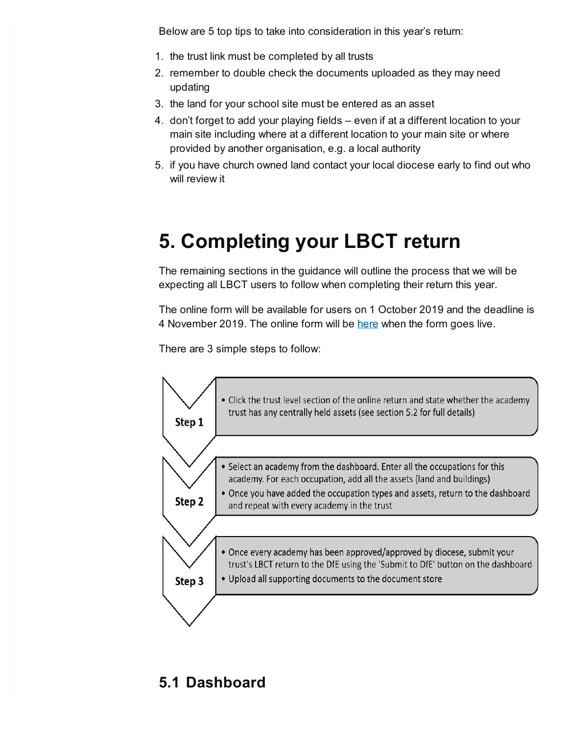Below are 5 top tips to take into consideration in this year's return:

1. the trust link must be completed by all trusts
2. remember to double check the documents uploaded as they may need updating
3. the land for your school site must be entered as an asset
4. don't forget to add your playing fields – even if at a different location to your main site including where at a different location to your main site or where provided by another organisation, e.g. a local authority
5. if you have church owned land contact your local diocese early to find out who will review it

# 5. Completing your LBCT return

The remaining sections in the guidance will outline the process that we will be expecting all LBCT users to follow when completing their return this year.

The online form will be available for users on 1 October 2019 and the deadline is 4 November 2019. The online form will be [here]() when the form goes live.

There are 3 simple steps to follow:

**Step 1**

- Click the trust level section of the online return and state whether the academy trust has any centrally held assets (see section 5.2 for full details)

**Step 2**

- Select an academy from the dashboard. Enter all the occupations for this academy. For each occupation, add all the assets (land and buildings)
- Once you have added the occupation types and assets, return to the dashboard and repeat with every academy in the trust

**Step 3**

- Once every academy has been approved/approved by diocese, submit your trust's LBCT return to the DfE using the 'Submit to DfE' button on the dashboard
- Upload all supporting documents to the document store

## 5.1 Dashboard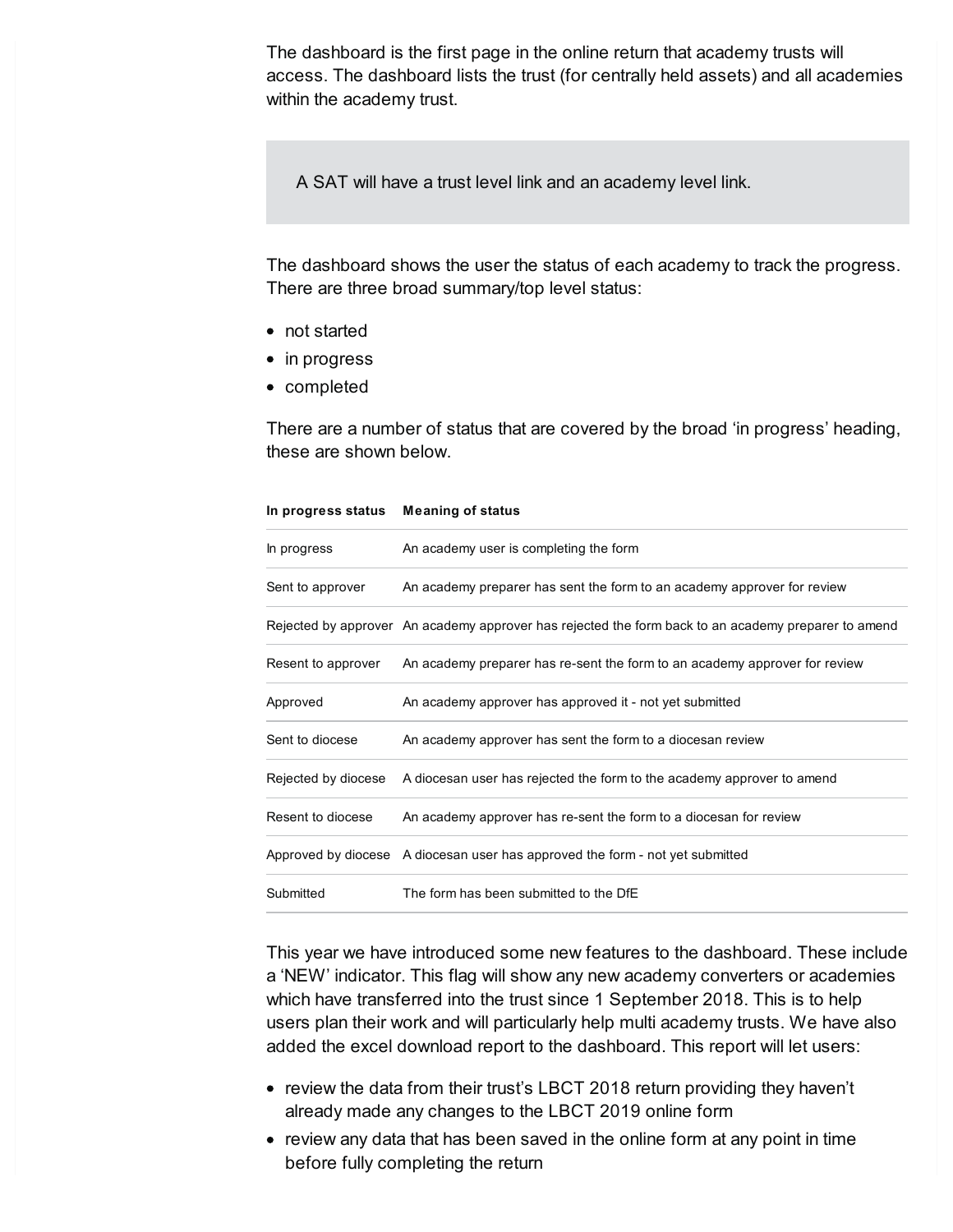The dashboard is the first page in the online return that academy trusts will access. The dashboard lists the trust (for centrally held assets) and all academies within the academy trust.

> A SAT will have a trust level link and an academy level link.

The dashboard shows the user the status of each academy to track the progress. There are three broad summary/top level status:

- not started
- in progress
- completed

There are a number of status that are covered by the broad 'in progress' heading, these are shown below.

| In progress status | Meaning of status |
|---|---|
| In progress | An academy user is completing the form |
| Sent to approver | An academy preparer has sent the form to an academy approver for review |
| Rejected by approver | An academy approver has rejected the form back to an academy preparer to amend |
| Resent to approver | An academy preparer has re-sent the form to an academy approver for review |
| Approved | An academy approver has approved it - not yet submitted |
| Sent to diocese | An academy approver has sent the form to a diocesan review |
| Rejected by diocese | A diocesan user has rejected the form to the academy approver to amend |
| Resent to diocese | An academy approver has re-sent the form to a diocesan for review |
| Approved by diocese | A diocesan user has approved the form - not yet submitted |
| Submitted | The form has been submitted to the DfE |

This year we have introduced some new features to the dashboard. These include a 'NEW' indicator. This flag will show any new academy converters or academies which have transferred into the trust since 1 September 2018. This is to help users plan their work and will particularly help multi academy trusts. We have also added the excel download report to the dashboard. This report will let users:

- review the data from their trust's LBCT 2018 return providing they haven't already made any changes to the LBCT 2019 online form
- review any data that has been saved in the online form at any point in time before fully completing the return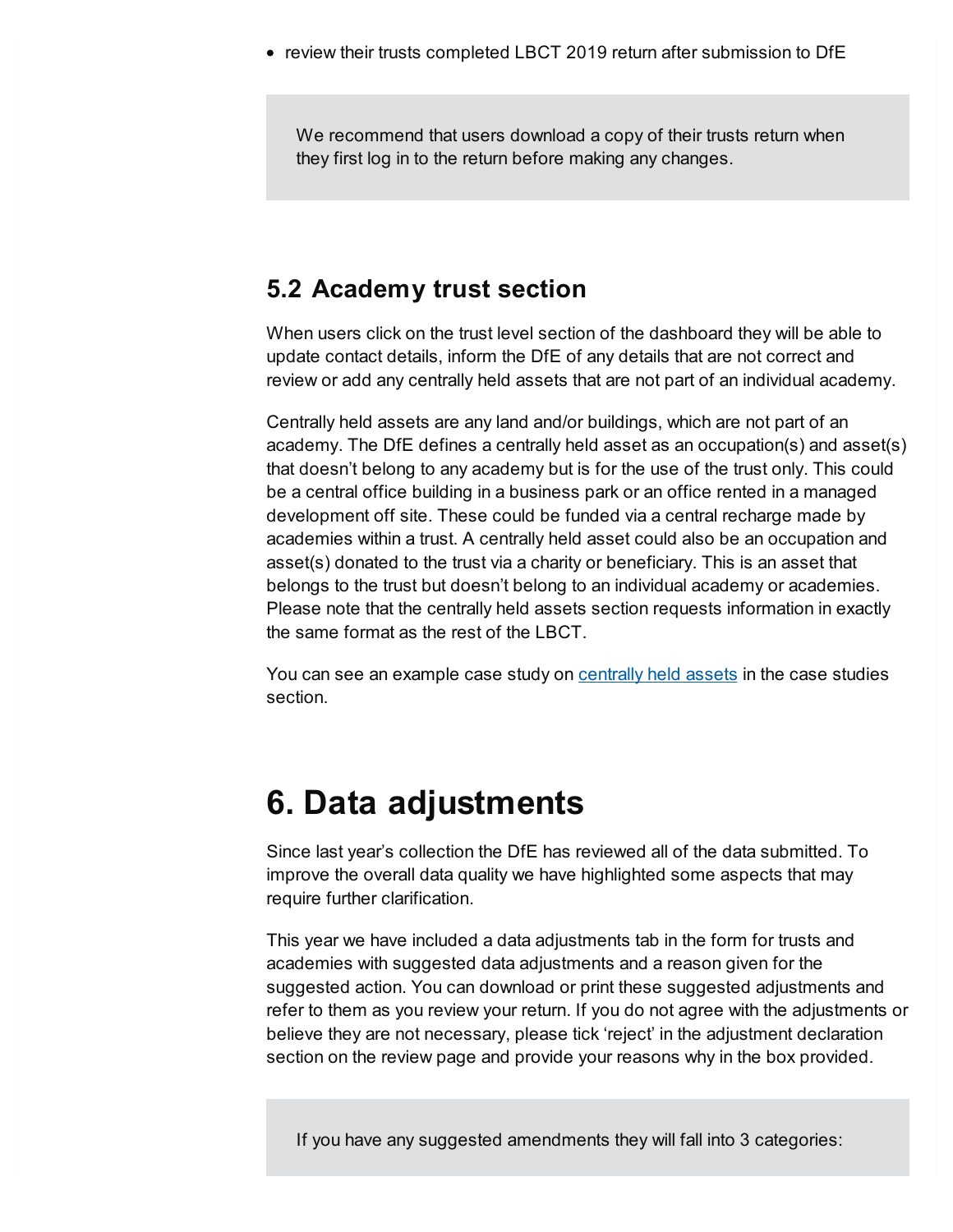- review their trusts completed LBCT 2019 return after submission to DfE

> We recommend that users download a copy of their trusts return when they first log in to the return before making any changes.

### 5.2 Academy trust section

When users click on the trust level section of the dashboard they will be able to update contact details, inform the DfE of any details that are not correct and review or add any centrally held assets that are not part of an individual academy.

Centrally held assets are any land and/or buildings, which are not part of an academy. The DfE defines a centrally held asset as an occupation(s) and asset(s) that doesn't belong to any academy but is for the use of the trust only. This could be a central office building in a business park or an office rented in a managed development off site. These could be funded via a central recharge made by academies within a trust. A centrally held asset could also be an occupation and asset(s) donated to the trust via a charity or beneficiary. This is an asset that belongs to the trust but doesn't belong to an individual academy or academies. Please note that the centrally held assets section requests information in exactly the same format as the rest of the LBCT.

You can see an example case study on centrally held assets in the case studies section.

## 6. Data adjustments

Since last year's collection the DfE has reviewed all of the data submitted. To improve the overall data quality we have highlighted some aspects that may require further clarification.

This year we have included a data adjustments tab in the form for trusts and academies with suggested data adjustments and a reason given for the suggested action. You can download or print these suggested adjustments and refer to them as you review your return. If you do not agree with the adjustments or believe they are not necessary, please tick 'reject' in the adjustment declaration section on the review page and provide your reasons why in the box provided.

> If you have any suggested amendments they will fall into 3 categories: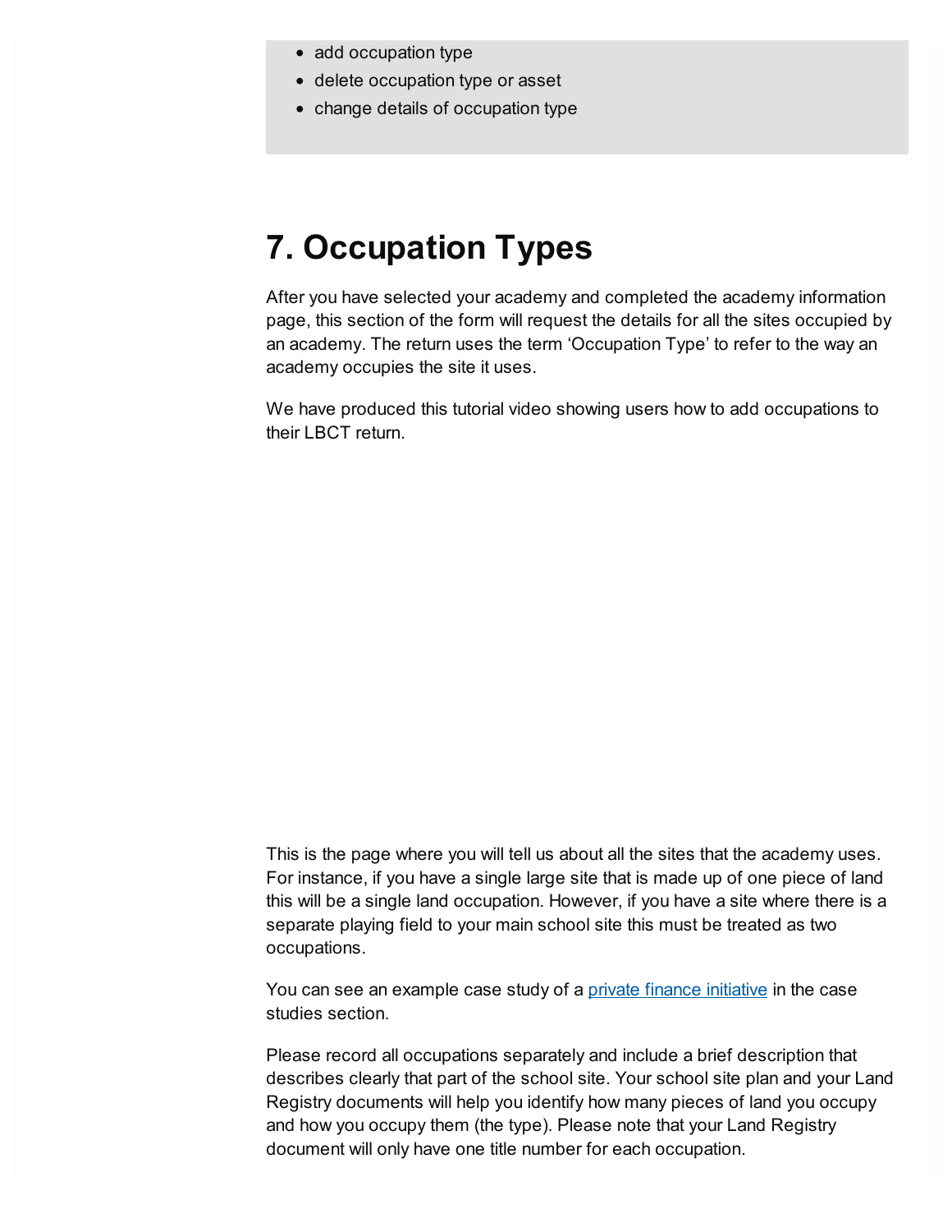- add occupation type
- delete occupation type or asset
- change details of occupation type

# 7. Occupation Types

After you have selected your academy and completed the academy information page, this section of the form will request the details for all the sites occupied by an academy. The return uses the term 'Occupation Type' to refer to the way an academy occupies the site it uses.

We have produced this tutorial video showing users how to add occupations to their LBCT return.

This is the page where you will tell us about all the sites that the academy uses. For instance, if you have a single large site that is made up of one piece of land this will be a single land occupation. However, if you have a site where there is a separate playing field to your main school site this must be treated as two occupations.

You can see an example case study of a private finance initiative in the case studies section.

Please record all occupations separately and include a brief description that describes clearly that part of the school site. Your school site plan and your Land Registry documents will help you identify how many pieces of land you occupy and how you occupy them (the type). Please note that your Land Registry document will only have one title number for each occupation.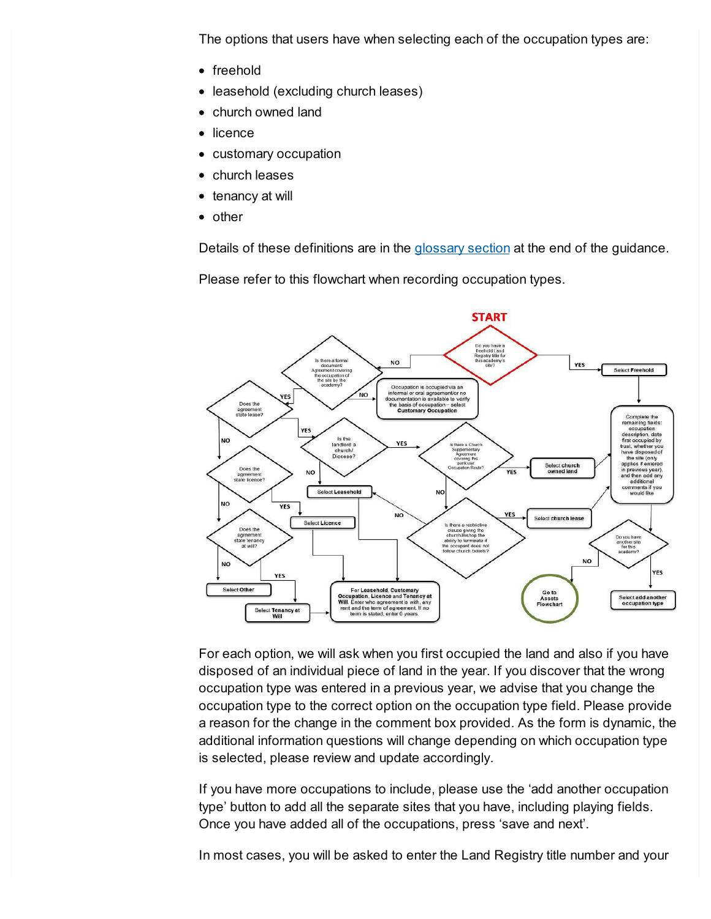The options that users have when selecting each of the occupation types are:

- freehold
- leasehold (excluding church leases)
- church owned land
- licence
- customary occupation
- church leases
- tenancy at will
- other

Details of these definitions are in the glossary section at the end of the guidance.

Please refer to this flowchart when recording occupation types.

START

Do you have a freehold Land Registry title for this academy's site?

YES

Select Freehold

NO

Is there a formal document/ Agreement covering the occupation of the site by the academy?

NO

Occupation is occupied via an informal or oral agreement/or no documentation is available to verify the basis of occupation – select Customary Occupation

YES

Does the agreement state lease?

YES

Is the landlord a church/ Diocese?

YES

Is there a Church Supplementary Agreement covering the particular Occupation Route?

YES

Select church owned land

NO

Is there a restrictive clause giving the church/Bishop the ability to terminate if the occupant does not follow church beliefs?

YES

Select church lease

NO

Select Leasehold

NO

Does the agreement state licence?

YES

Select Licence

NO

Does the agreement state tenancy at will?

YES

Select Tenancy at Will

NO

Select Other

For Leasehold, Customary Occupation, Licence and Tenancy at Will. Enter who agreement is with, any rent and the term of agreement. If no term is stated, enter 0 years.

Complete the remaining fields: occupation description, date first occupied by trust, whether you have disposed of the site (only applies if entered in previous year), and then add any additional comments if you would like

Do you have another site for this academy?

YES

Select add another occupation type

NO

Go to Assets Flowchart

For each option, we will ask when you first occupied the land and also if you have disposed of an individual piece of land in the year. If you discover that the wrong occupation type was entered in a previous year, we advise that you change the occupation type to the correct option on the occupation type field. Please provide a reason for the change in the comment box provided. As the form is dynamic, the additional information questions will change depending on which occupation type is selected, please review and update accordingly.

If you have more occupations to include, please use the 'add another occupation type' button to add all the separate sites that you have, including playing fields. Once you have added all of the occupations, press 'save and next'.

In most cases, you will be asked to enter the Land Registry title number and your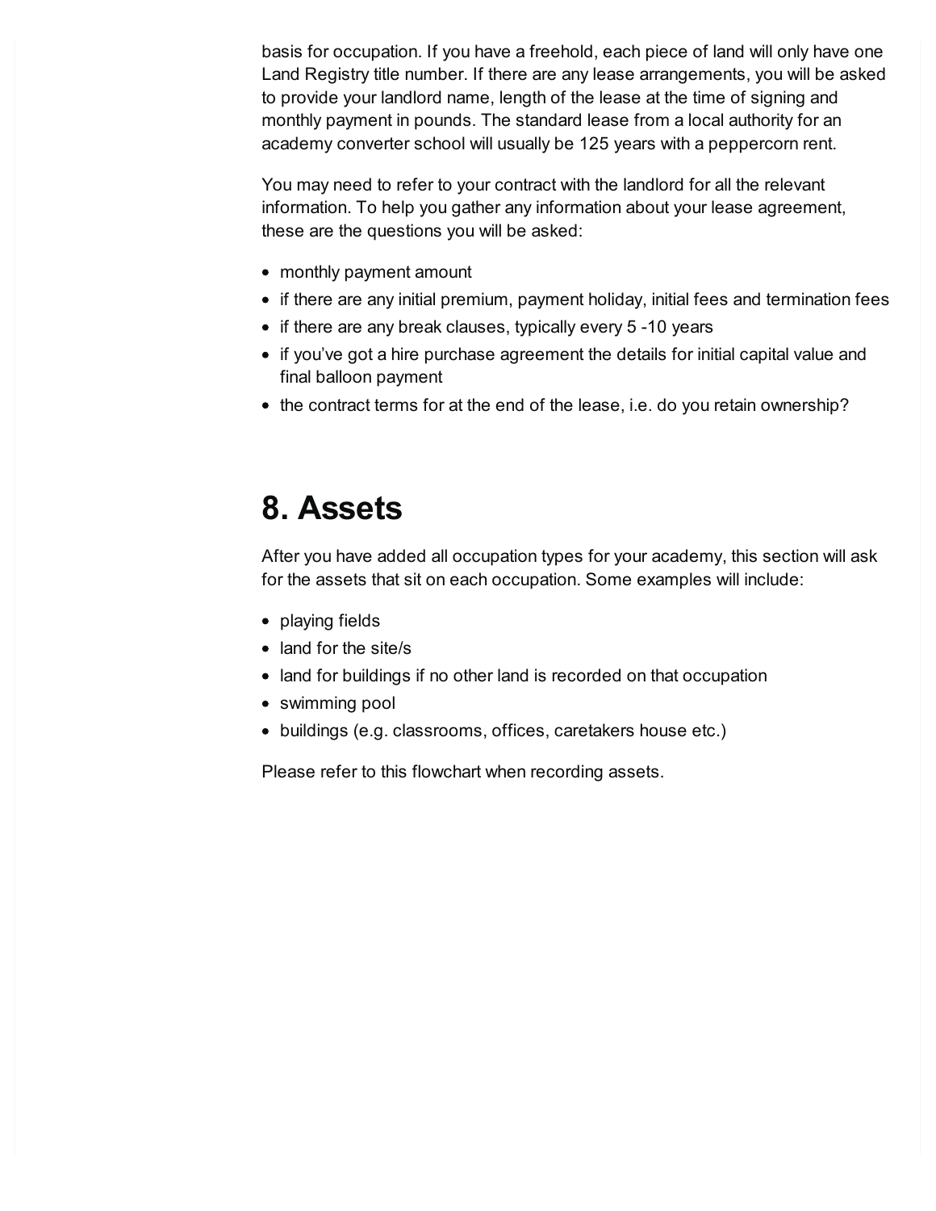basis for occupation. If you have a freehold, each piece of land will only have one Land Registry title number. If there are any lease arrangements, you will be asked to provide your landlord name, length of the lease at the time of signing and monthly payment in pounds. The standard lease from a local authority for an academy converter school will usually be 125 years with a peppercorn rent.

You may need to refer to your contract with the landlord for all the relevant information. To help you gather any information about your lease agreement, these are the questions you will be asked:

- monthly payment amount
- if there are any initial premium, payment holiday, initial fees and termination fees
- if there are any break clauses, typically every 5 -10 years
- if you've got a hire purchase agreement the details for initial capital value and final balloon payment
- the contract terms for at the end of the lease, i.e. do you retain ownership?

## 8. Assets

After you have added all occupation types for your academy, this section will ask for the assets that sit on each occupation. Some examples will include:

- playing fields
- land for the site/s
- land for buildings if no other land is recorded on that occupation
- swimming pool
- buildings (e.g. classrooms, offices, caretakers house etc.)

Please refer to this flowchart when recording assets.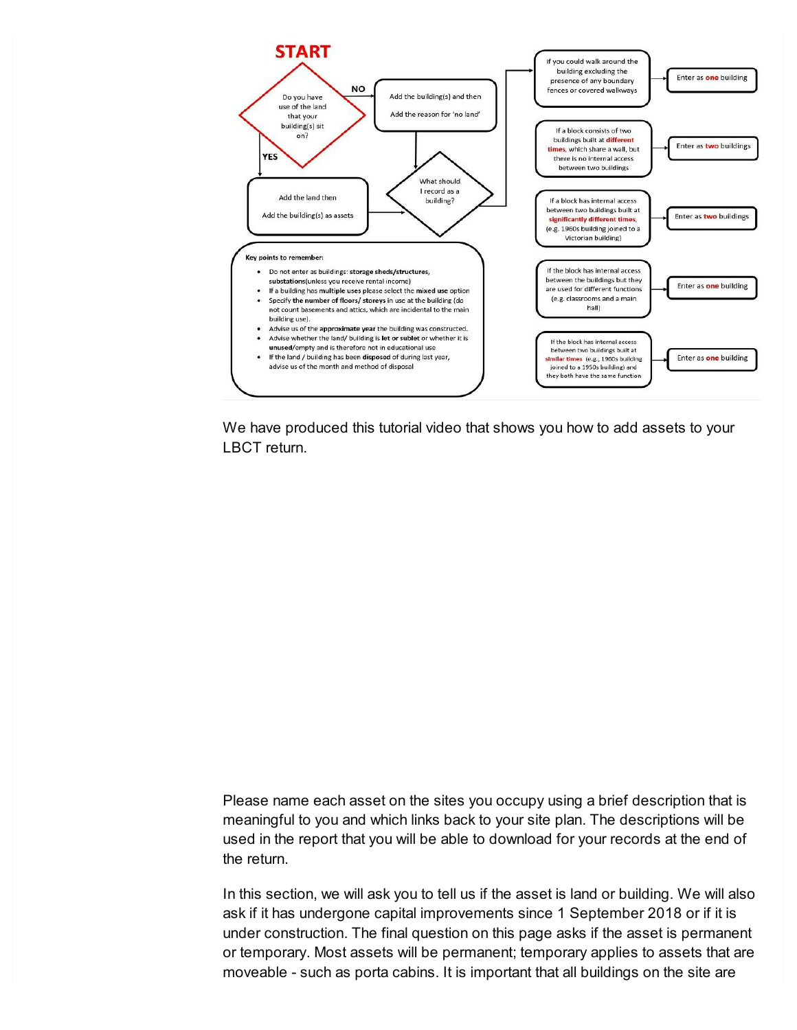START

Do you have use of the land that your building(s) sit on?

NO

Add the building(s) and then

Add the reason for 'no land'

YES

Add the land then

Add the building(s) as assets

What should I record as a building?

If you could walk around the building excluding the presence of any boundary fences or covered walkways

Enter as **one** building

If a block consists of two buildings built at **different times**, which share a wall, but there is no internal access between two buildings

Enter as **two** buildings

If a block has internal access between two buildings built at **significantly different times**, (e.g. 1960s building joined to a Victorian building)

Enter as **two** buildings

If the block has internal access between the buildings but they are used for different functions (e.g. classrooms and a main hall)

Enter as **one** building

If the block has internal access between two buildings built at **similar times** (e.g., 1960s building joined to a 1950s building) and they both have the same function

Enter as **one** building

Key points to remember:

- Do not enter as buildings: **storage sheds/structures, substations**(unless you receive rental income)
- If a building has **multiple uses** please select the **mixed use** option
- Specify **the number of floors/ storeys** in use at the building (do not count basements and attics, which are incidental to the main building use).
- Advise us of the **approximate year** the building was constructed.
- Advise whether the land/ building is **let or sublet** or whether it is **unused**/empty and is therefore not in educational use
- If the land / building has been **disposed** of during last year, advise us of the month and method of disposal

We have produced this tutorial video that shows you how to add assets to your LBCT return.

Please name each asset on the sites you occupy using a brief description that is meaningful to you and which links back to your site plan. The descriptions will be used in the report that you will be able to download for your records at the end of the return.

In this section, we will ask you to tell us if the asset is land or building. We will also ask if it has undergone capital improvements since 1 September 2018 or if it is under construction. The final question on this page asks if the asset is permanent or temporary. Most assets will be permanent; temporary applies to assets that are moveable - such as porta cabins. It is important that all buildings on the site are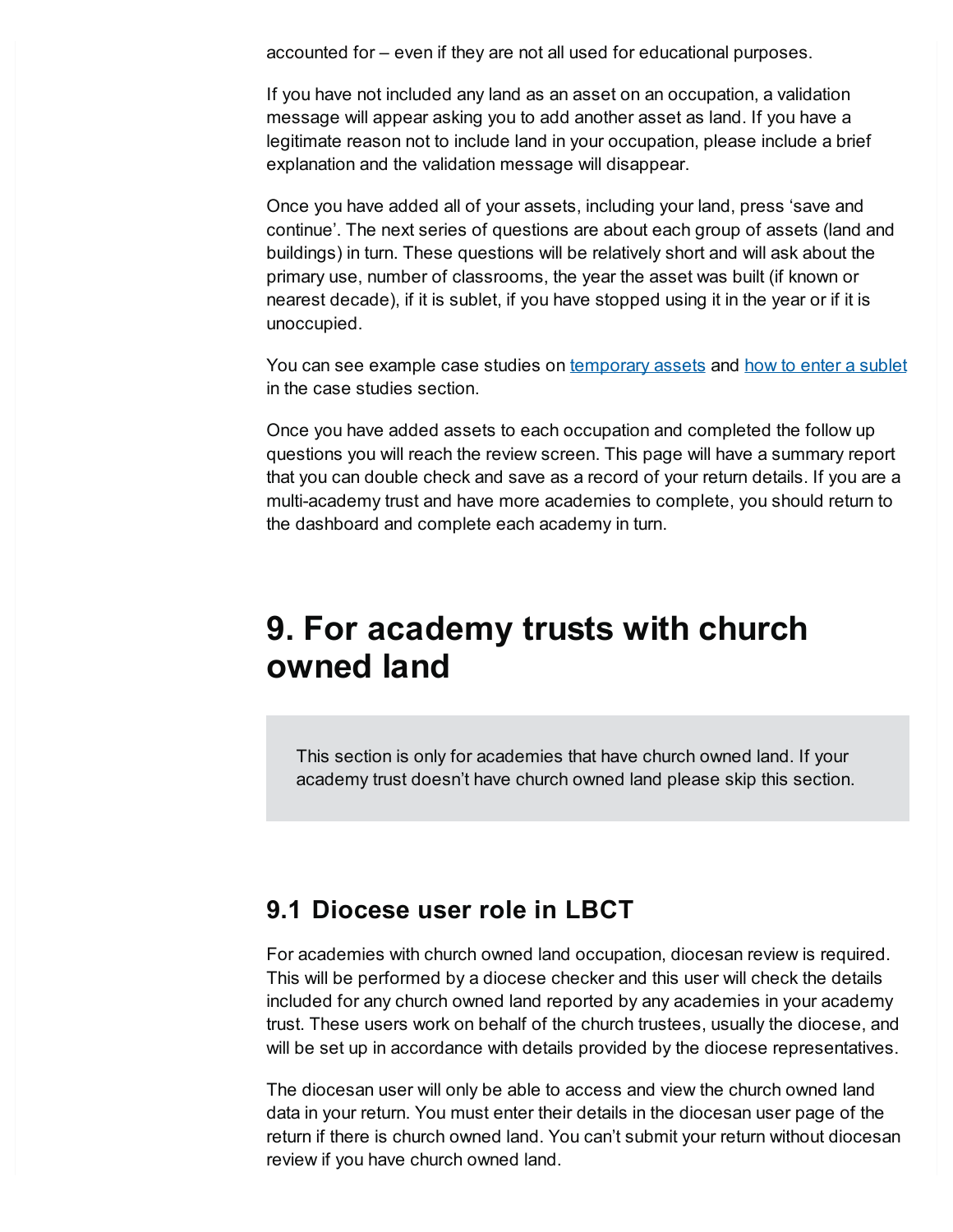accounted for – even if they are not all used for educational purposes.

If you have not included any land as an asset on an occupation, a validation message will appear asking you to add another asset as land. If you have a legitimate reason not to include land in your occupation, please include a brief explanation and the validation message will disappear.

Once you have added all of your assets, including your land, press 'save and continue'. The next series of questions are about each group of assets (land and buildings) in turn. These questions will be relatively short and will ask about the primary use, number of classrooms, the year the asset was built (if known or nearest decade), if it is sublet, if you have stopped using it in the year or if it is unoccupied.

You can see example case studies on [temporary assets] and [how to enter a sublet] in the case studies section.

Once you have added assets to each occupation and completed the follow up questions you will reach the review screen. This page will have a summary report that you can double check and save as a record of your return details. If you are a multi-academy trust and have more academies to complete, you should return to the dashboard and complete each academy in turn.

## 9. For academy trusts with church owned land

> This section is only for academies that have church owned land. If your academy trust doesn't have church owned land please skip this section.

### 9.1 Diocese user role in LBCT

For academies with church owned land occupation, diocesan review is required. This will be performed by a diocese checker and this user will check the details included for any church owned land reported by any academies in your academy trust. These users work on behalf of the church trustees, usually the diocese, and will be set up in accordance with details provided by the diocese representatives.

The diocesan user will only be able to access and view the church owned land data in your return. You must enter their details in the diocesan user page of the return if there is church owned land. You can't submit your return without diocesan review if you have church owned land.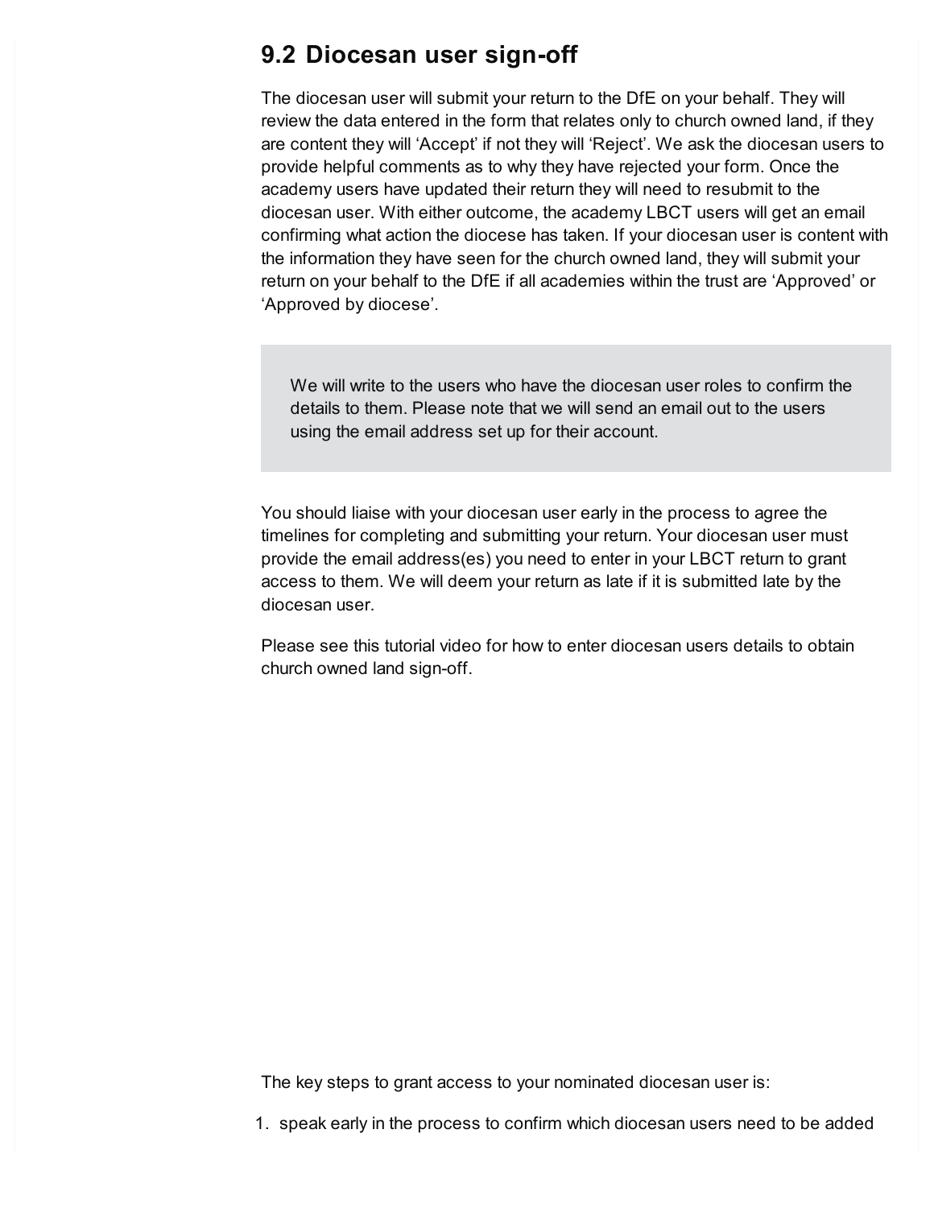## 9.2 Diocesan user sign-off

The diocesan user will submit your return to the DfE on your behalf. They will review the data entered in the form that relates only to church owned land, if they are content they will 'Accept' if not they will 'Reject'. We ask the diocesan users to provide helpful comments as to why they have rejected your form. Once the academy users have updated their return they will need to resubmit to the diocesan user. With either outcome, the academy LBCT users will get an email confirming what action the diocese has taken. If your diocesan user is content with the information they have seen for the church owned land, they will submit your return on your behalf to the DfE if all academies within the trust are 'Approved' or 'Approved by diocese'.

> We will write to the users who have the diocesan user roles to confirm the details to them. Please note that we will send an email out to the users using the email address set up for their account.

You should liaise with your diocesan user early in the process to agree the timelines for completing and submitting your return. Your diocesan user must provide the email address(es) you need to enter in your LBCT return to grant access to them. We will deem your return as late if it is submitted late by the diocesan user.

Please see this tutorial video for how to enter diocesan users details to obtain church owned land sign-off.

The key steps to grant access to your nominated diocesan user is:

1. speak early in the process to confirm which diocesan users need to be added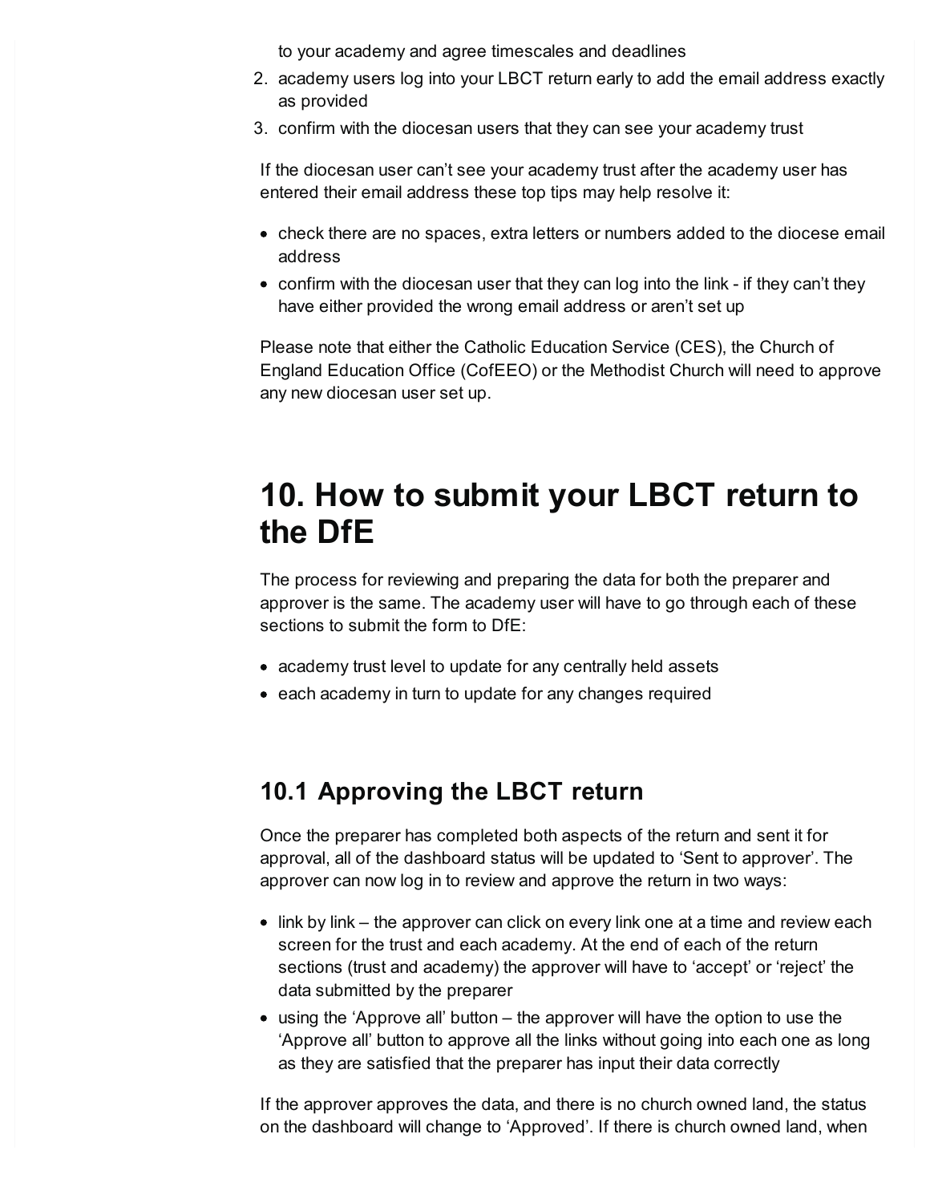to your academy and agree timescales and deadlines

2. academy users log into your LBCT return early to add the email address exactly as provided
3. confirm with the diocesan users that they can see your academy trust

If the diocesan user can't see your academy trust after the academy user has entered their email address these top tips may help resolve it:

- check there are no spaces, extra letters or numbers added to the diocese email address
- confirm with the diocesan user that they can log into the link - if they can't they have either provided the wrong email address or aren't set up

Please note that either the Catholic Education Service (CES), the Church of England Education Office (CofEEO) or the Methodist Church will need to approve any new diocesan user set up.

# 10. How to submit your LBCT return to the DfE

The process for reviewing and preparing the data for both the preparer and approver is the same. The academy user will have to go through each of these sections to submit the form to DfE:

- academy trust level to update for any centrally held assets
- each academy in turn to update for any changes required

## 10.1 Approving the LBCT return

Once the preparer has completed both aspects of the return and sent it for approval, all of the dashboard status will be updated to 'Sent to approver'. The approver can now log in to review and approve the return in two ways:

- link by link – the approver can click on every link one at a time and review each screen for the trust and each academy. At the end of each of the return sections (trust and academy) the approver will have to 'accept' or 'reject' the data submitted by the preparer
- using the 'Approve all' button – the approver will have the option to use the 'Approve all' button to approve all the links without going into each one as long as they are satisfied that the preparer has input their data correctly

If the approver approves the data, and there is no church owned land, the status on the dashboard will change to 'Approved'. If there is church owned land, when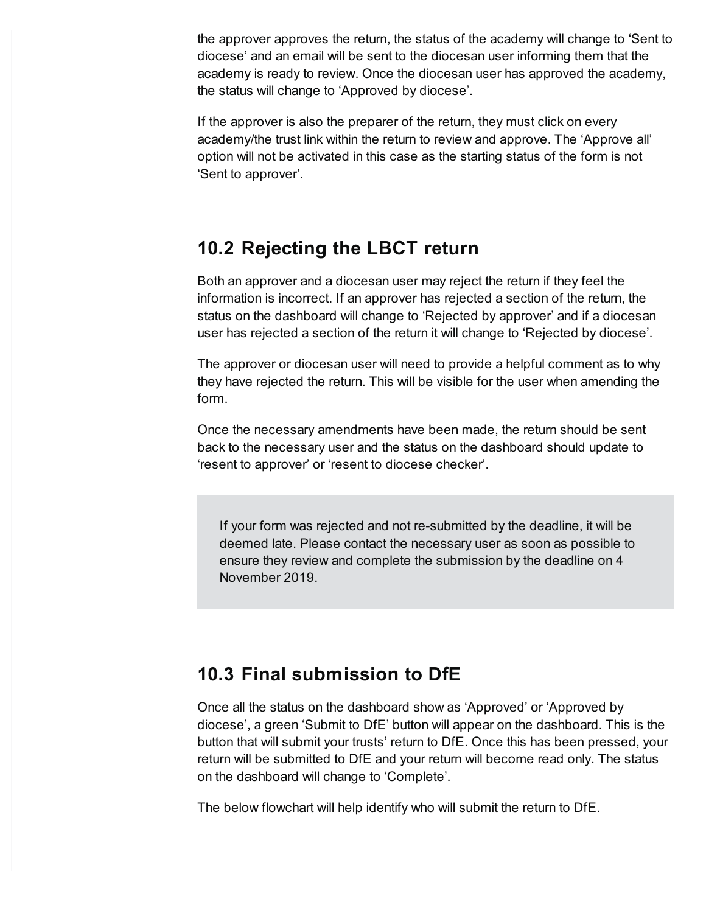the approver approves the return, the status of the academy will change to 'Sent to diocese' and an email will be sent to the diocesan user informing them that the academy is ready to review. Once the diocesan user has approved the academy, the status will change to 'Approved by diocese'.

If the approver is also the preparer of the return, they must click on every academy/the trust link within the return to review and approve. The 'Approve all' option will not be activated in this case as the starting status of the form is not 'Sent to approver'.

## 10.2 Rejecting the LBCT return

Both an approver and a diocesan user may reject the return if they feel the information is incorrect. If an approver has rejected a section of the return, the status on the dashboard will change to 'Rejected by approver' and if a diocesan user has rejected a section of the return it will change to 'Rejected by diocese'.

The approver or diocesan user will need to provide a helpful comment as to why they have rejected the return. This will be visible for the user when amending the form.

Once the necessary amendments have been made, the return should be sent back to the necessary user and the status on the dashboard should update to 'resent to approver' or 'resent to diocese checker'.

> If your form was rejected and not re-submitted by the deadline, it will be deemed late. Please contact the necessary user as soon as possible to ensure they review and complete the submission by the deadline on 4 November 2019.

## 10.3 Final submission to DfE

Once all the status on the dashboard show as 'Approved' or 'Approved by diocese', a green 'Submit to DfE' button will appear on the dashboard. This is the button that will submit your trusts' return to DfE. Once this has been pressed, your return will be submitted to DfE and your return will become read only. The status on the dashboard will change to 'Complete'.

The below flowchart will help identify who will submit the return to DfE.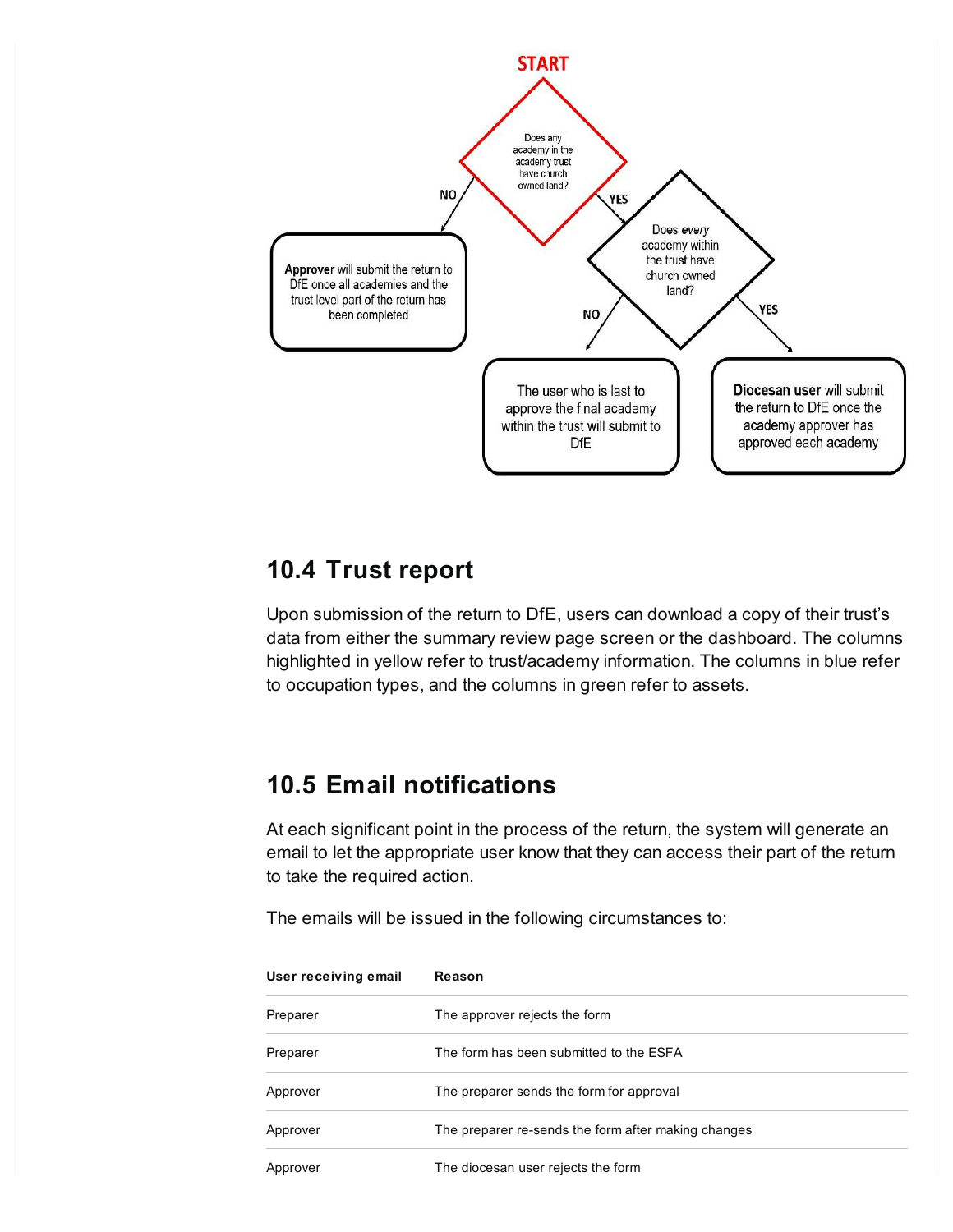START

Does any academy in the academy trust have church owned land?

NO

YES

**Approver** will submit the return to DfE once all academies and the trust level part of the return has been completed

Does *every* academy within the trust have church owned land?

NO

YES

The user who is last to approve the final academy within the trust will submit to DfE

**Diocesan user** will submit the return to DfE once the academy approver has approved each academy

## 10.4 Trust report

Upon submission of the return to DfE, users can download a copy of their trust's data from either the summary review page screen or the dashboard. The columns highlighted in yellow refer to trust/academy information. The columns in blue refer to occupation types, and the columns in green refer to assets.

## 10.5 Email notifications

At each significant point in the process of the return, the system will generate an email to let the appropriate user know that they can access their part of the return to take the required action.

The emails will be issued in the following circumstances to:

| User receiving email | Reason |
|---|---|
| Preparer | The approver rejects the form |
| Preparer | The form has been submitted to the ESFA |
| Approver | The preparer sends the form for approval |
| Approver | The preparer re-sends the form after making changes |
| Approver | The diocesan user rejects the form |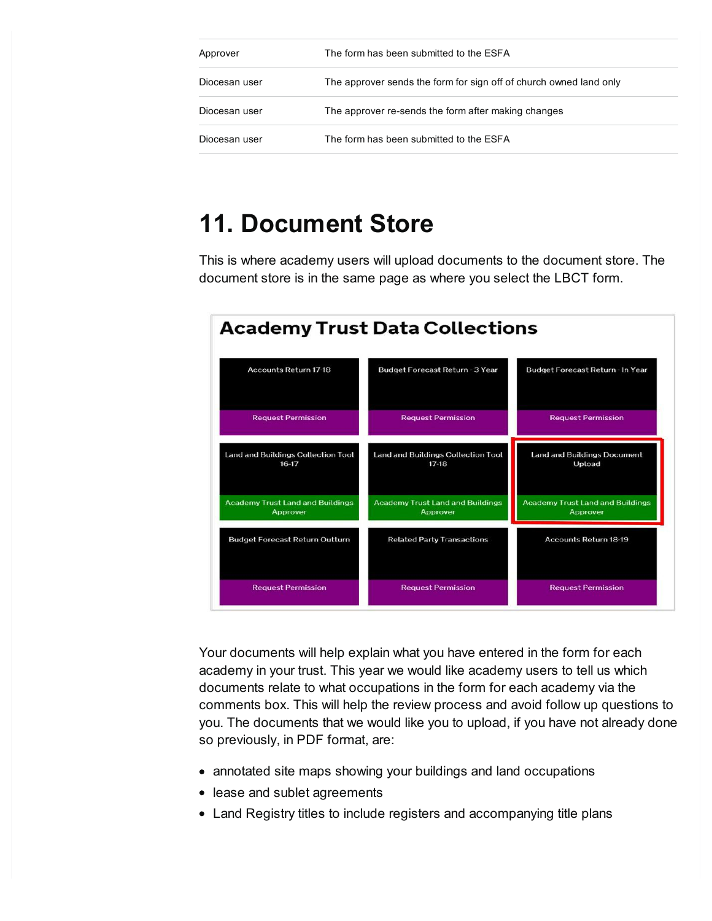| | |
|---|---|
| Approver | The form has been submitted to the ESFA |
| Diocesan user | The approver sends the form for sign off of church owned land only |
| Diocesan user | The approver re-sends the form after making changes |
| Diocesan user | The form has been submitted to the ESFA |

# 11. Document Store

This is where academy users will upload documents to the document store. The document store is in the same page as where you select the LBCT form.

Academy Trust Data Collections

Accounts Return 17-18
Request Permission

Budget Forecast Return - 3 Year
Request Permission

Budget Forecast Return - In Year
Request Permission

Land and Buildings Collection Tool 16-17
Academy Trust Land and Buildings Approver

Land and Buildings Collection Tool 17-18
Academy Trust Land and Buildings Approver

Land and Buildings Document Upload
Academy Trust Land and Buildings Approver

Budget Forecast Return Outturn
Request Permission

Related Party Transactions
Request Permission

Accounts Return 18-19
Request Permission

Your documents will help explain what you have entered in the form for each academy in your trust. This year we would like academy users to tell us which documents relate to what occupations in the form for each academy via the comments box. This will help the review process and avoid follow up questions to you. The documents that we would like you to upload, if you have not already done so previously, in PDF format, are:

- annotated site maps showing your buildings and land occupations
- lease and sublet agreements
- Land Registry titles to include registers and accompanying title plans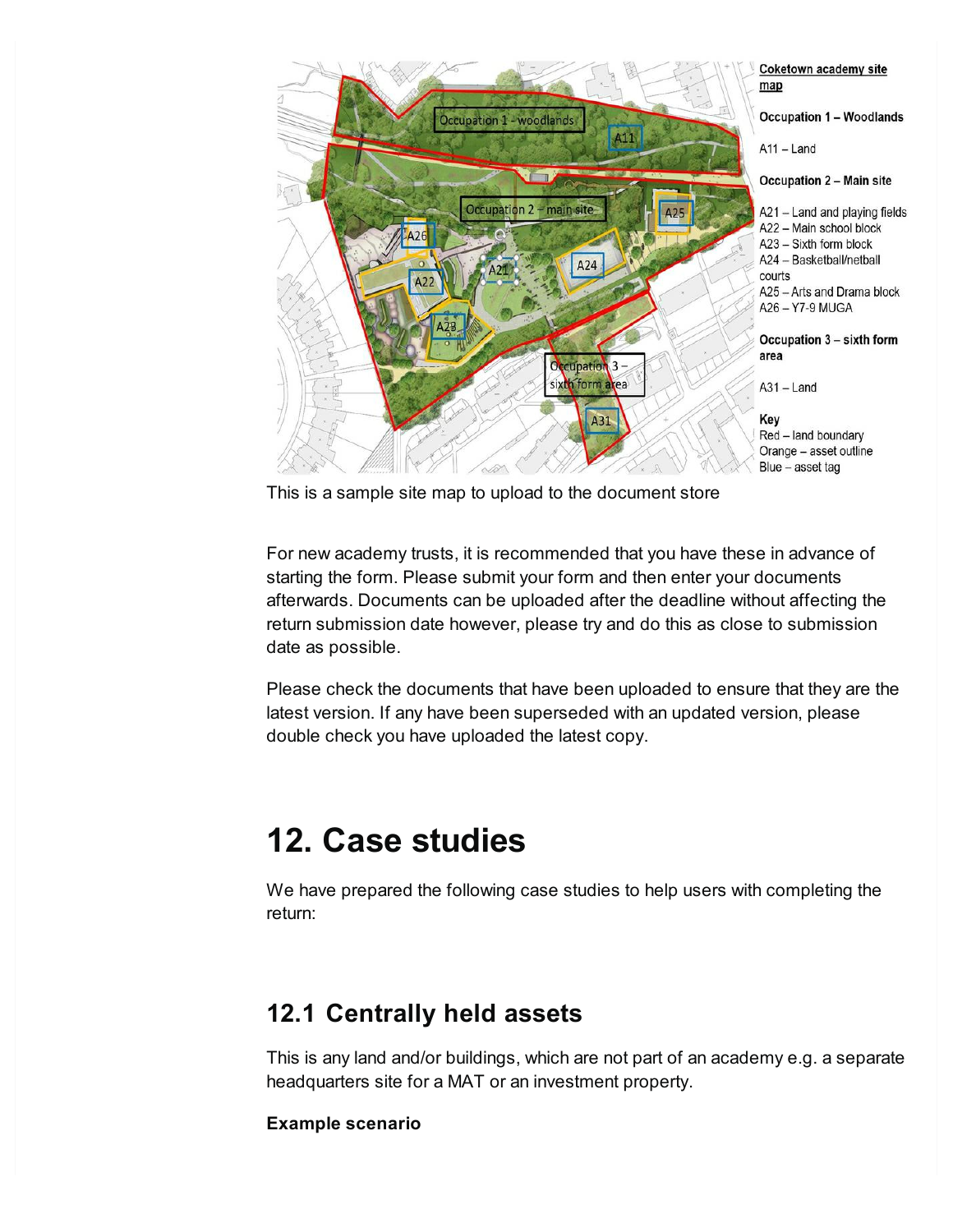**Coketown academy site map**

**Occupation 1 – Woodlands**

A11 – Land

**Occupation 2 – Main site**

A21 – Land and playing fields
A22 – Main school block
A23 – Sixth form block
A24 – Basketball/netball courts
A25 – Arts and Drama block
A26 – Y7-9 MUGA

**Occupation 3 – sixth form area**

A31 – Land

**Key**
Red – land boundary
Orange – asset outline
Blue – asset tag

This is a sample site map to upload to the document store

For new academy trusts, it is recommended that you have these in advance of starting the form. Please submit your form and then enter your documents afterwards. Documents can be uploaded after the deadline without affecting the return submission date however, please try and do this as close to submission date as possible.

Please check the documents that have been uploaded to ensure that they are the latest version. If any have been superseded with an updated version, please double check you have uploaded the latest copy.

# 12. Case studies

We have prepared the following case studies to help users with completing the return:

## 12.1 Centrally held assets

This is any land and/or buildings, which are not part of an academy e.g. a separate headquarters site for a MAT or an investment property.

**Example scenario**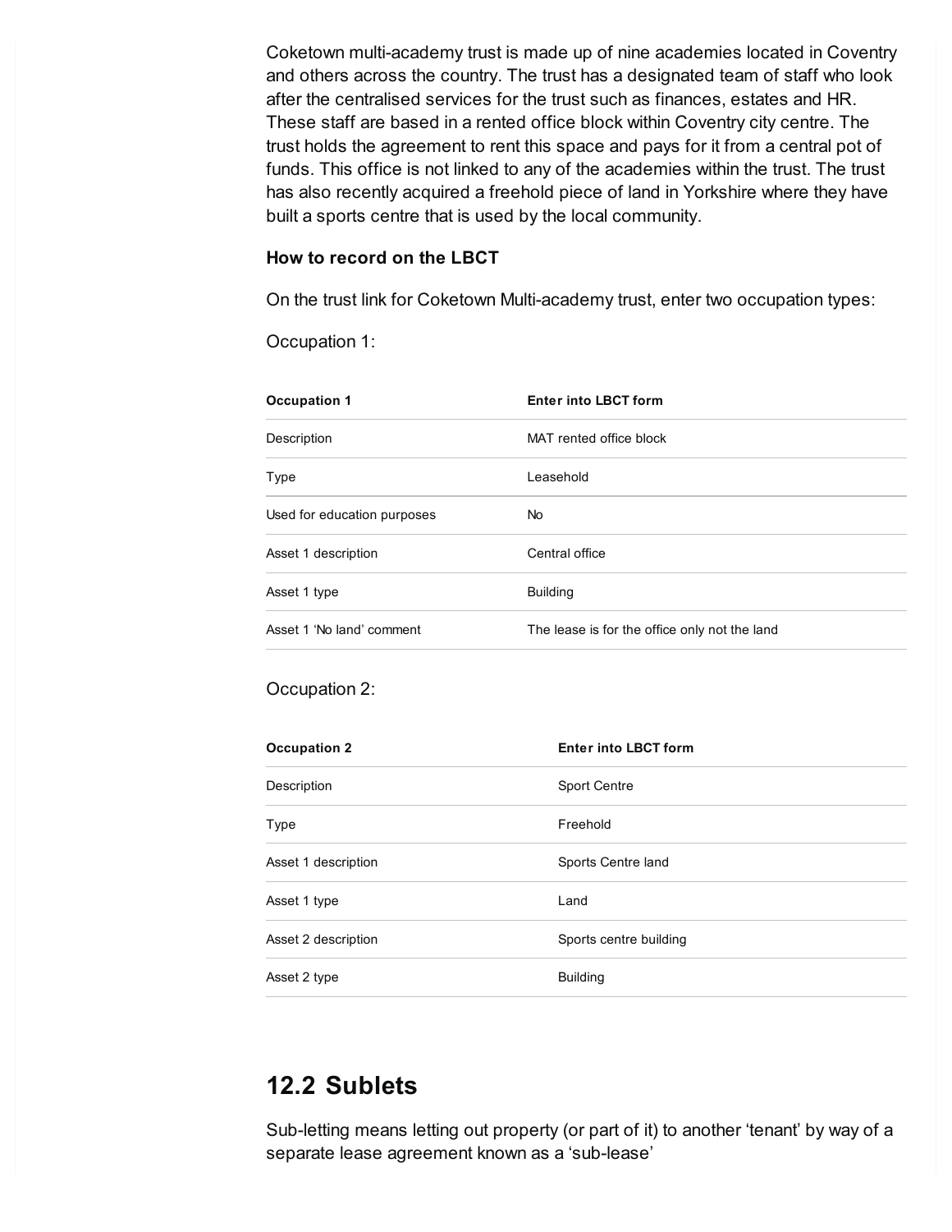Coketown multi-academy trust is made up of nine academies located in Coventry and others across the country. The trust has a designated team of staff who look after the centralised services for the trust such as finances, estates and HR. These staff are based in a rented office block within Coventry city centre. The trust holds the agreement to rent this space and pays for it from a central pot of funds. This office is not linked to any of the academies within the trust. The trust has also recently acquired a freehold piece of land in Yorkshire where they have built a sports centre that is used by the local community.

**How to record on the LBCT**

On the trust link for Coketown Multi-academy trust, enter two occupation types:

Occupation 1:

| Occupation 1 | Enter into LBCT form |
|---|---|
| Description | MAT rented office block |
| Type | Leasehold |
| Used for education purposes | No |
| Asset 1 description | Central office |
| Asset 1 type | Building |
| Asset 1 'No land' comment | The lease is for the office only not the land |

Occupation 2:

| Occupation 2 | Enter into LBCT form |
|---|---|
| Description | Sport Centre |
| Type | Freehold |
| Asset 1 description | Sports Centre land |
| Asset 1 type | Land |
| Asset 2 description | Sports centre building |
| Asset 2 type | Building |

## 12.2 Sublets

Sub-letting means letting out property (or part of it) to another 'tenant' by way of a separate lease agreement known as a 'sub-lease'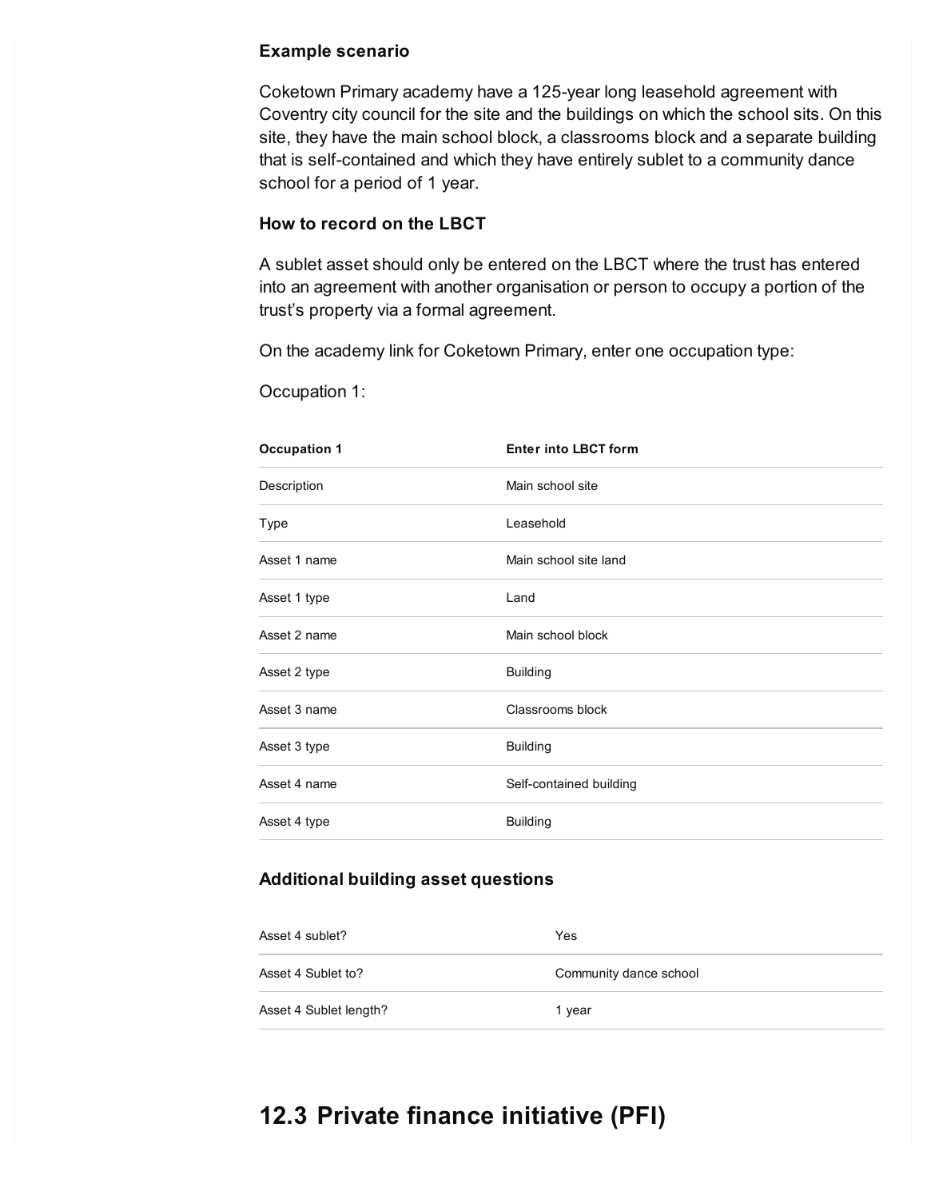### Example scenario

Coketown Primary academy have a 125-year long leasehold agreement with Coventry city council for the site and the buildings on which the school sits. On this site, they have the main school block, a classrooms block and a separate building that is self-contained and which they have entirely sublet to a community dance school for a period of 1 year.

### How to record on the LBCT

A sublet asset should only be entered on the LBCT where the trust has entered into an agreement with another organisation or person to occupy a portion of the trust's property via a formal agreement.

On the academy link for Coketown Primary, enter one occupation type:

Occupation 1:

| Occupation 1 | Enter into LBCT form |
|---|---|
| Description | Main school site |
| Type | Leasehold |
| Asset 1 name | Main school site land |
| Asset 1 type | Land |
| Asset 2 name | Main school block |
| Asset 2 type | Building |
| Asset 3 name | Classrooms block |
| Asset 3 type | Building |
| Asset 4 name | Self-contained building |
| Asset 4 type | Building |

### Additional building asset questions

| | |
|---|---|
| Asset 4 sublet? | Yes |
| Asset 4 Sublet to? | Community dance school |
| Asset 4 Sublet length? | 1 year |

## 12.3 Private finance initiative (PFI)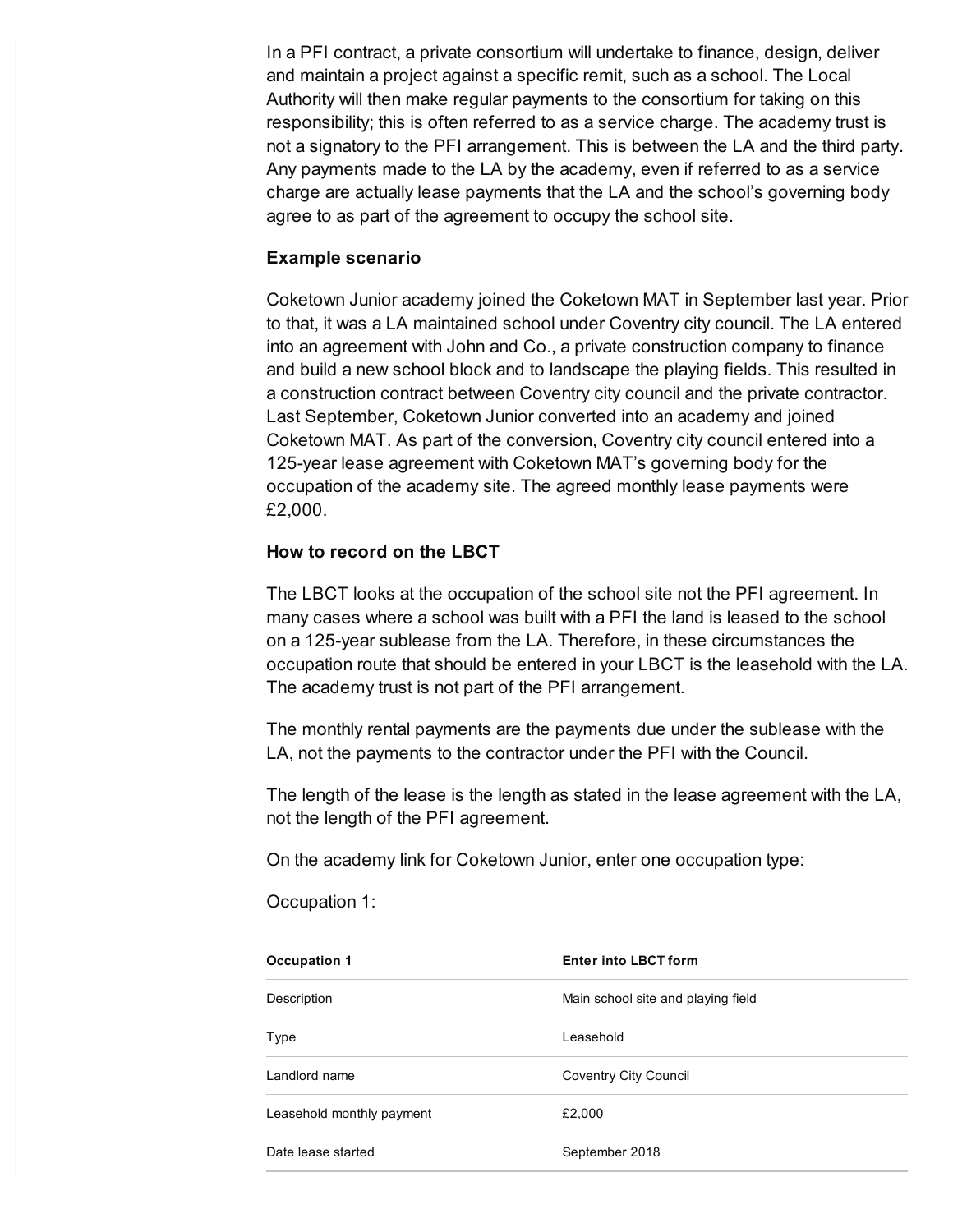In a PFI contract, a private consortium will undertake to finance, design, deliver and maintain a project against a specific remit, such as a school. The Local Authority will then make regular payments to the consortium for taking on this responsibility; this is often referred to as a service charge. The academy trust is not a signatory to the PFI arrangement. This is between the LA and the third party. Any payments made to the LA by the academy, even if referred to as a service charge are actually lease payments that the LA and the school's governing body agree to as part of the agreement to occupy the school site.

**Example scenario**

Coketown Junior academy joined the Coketown MAT in September last year. Prior to that, it was a LA maintained school under Coventry city council. The LA entered into an agreement with John and Co., a private construction company to finance and build a new school block and to landscape the playing fields. This resulted in a construction contract between Coventry city council and the private contractor. Last September, Coketown Junior converted into an academy and joined Coketown MAT. As part of the conversion, Coventry city council entered into a 125-year lease agreement with Coketown MAT's governing body for the occupation of the academy site. The agreed monthly lease payments were £2,000.

**How to record on the LBCT**

The LBCT looks at the occupation of the school site not the PFI agreement. In many cases where a school was built with a PFI the land is leased to the school on a 125-year sublease from the LA. Therefore, in these circumstances the occupation route that should be entered in your LBCT is the leasehold with the LA. The academy trust is not part of the PFI arrangement.

The monthly rental payments are the payments due under the sublease with the LA, not the payments to the contractor under the PFI with the Council.

The length of the lease is the length as stated in the lease agreement with the LA, not the length of the PFI agreement.

On the academy link for Coketown Junior, enter one occupation type:

Occupation 1:

| Occupation 1 | Enter into LBCT form |
|---|---|
| Description | Main school site and playing field |
| Type | Leasehold |
| Landlord name | Coventry City Council |
| Leasehold monthly payment | £2,000 |
| Date lease started | September 2018 |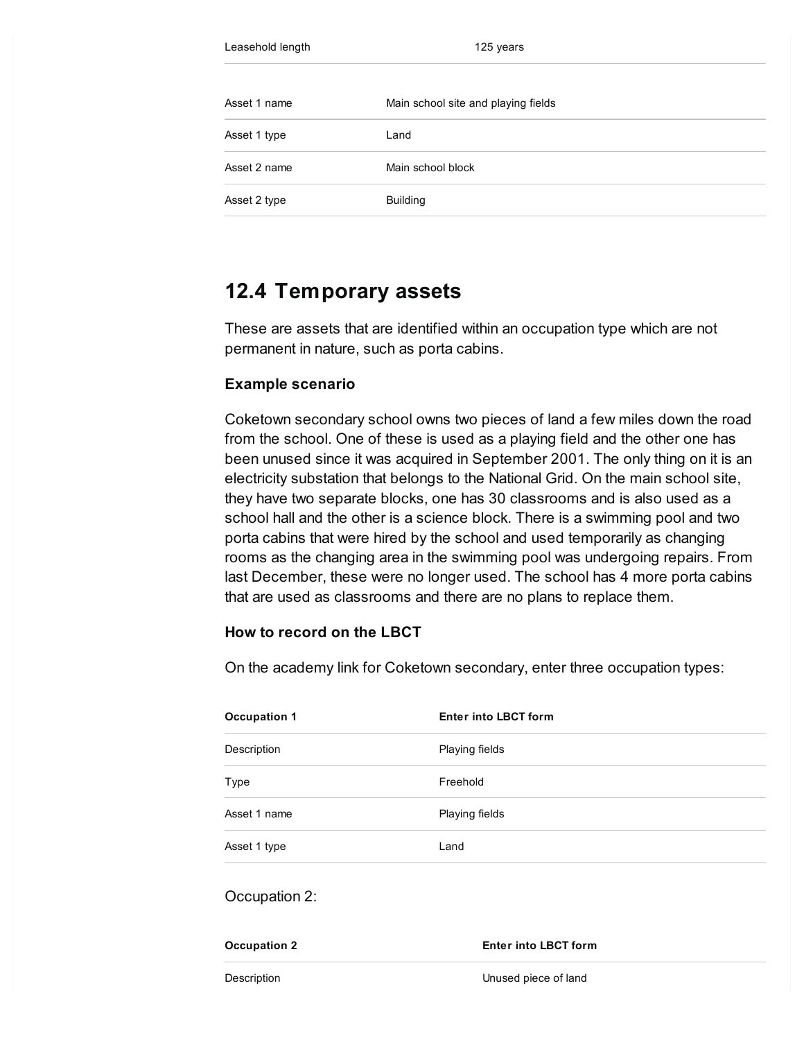| | |
|---|---|
| Leasehold length | 125 years |

| | |
|---|---|
| Asset 1 name | Main school site and playing fields |
| Asset 1 type | Land |
| Asset 2 name | Main school block |
| Asset 2 type | Building |

## 12.4 Temporary assets

These are assets that are identified within an occupation type which are not permanent in nature, such as porta cabins.

### Example scenario

Coketown secondary school owns two pieces of land a few miles down the road from the school. One of these is used as a playing field and the other one has been unused since it was acquired in September 2001. The only thing on it is an electricity substation that belongs to the National Grid. On the main school site, they have two separate blocks, one has 30 classrooms and is also used as a school hall and the other is a science block. There is a swimming pool and two porta cabins that were hired by the school and used temporarily as changing rooms as the changing area in the swimming pool was undergoing repairs. From last December, these were no longer used. The school has 4 more porta cabins that are used as classrooms and there are no plans to replace them.

### How to record on the LBCT

On the academy link for Coketown secondary, enter three occupation types:

| Occupation 1 | Enter into LBCT form |
|---|---|
| Description | Playing fields |
| Type | Freehold |
| Asset 1 name | Playing fields |
| Asset 1 type | Land |

Occupation 2:

| Occupation 2 | Enter into LBCT form |
|---|---|
| Description | Unused piece of land |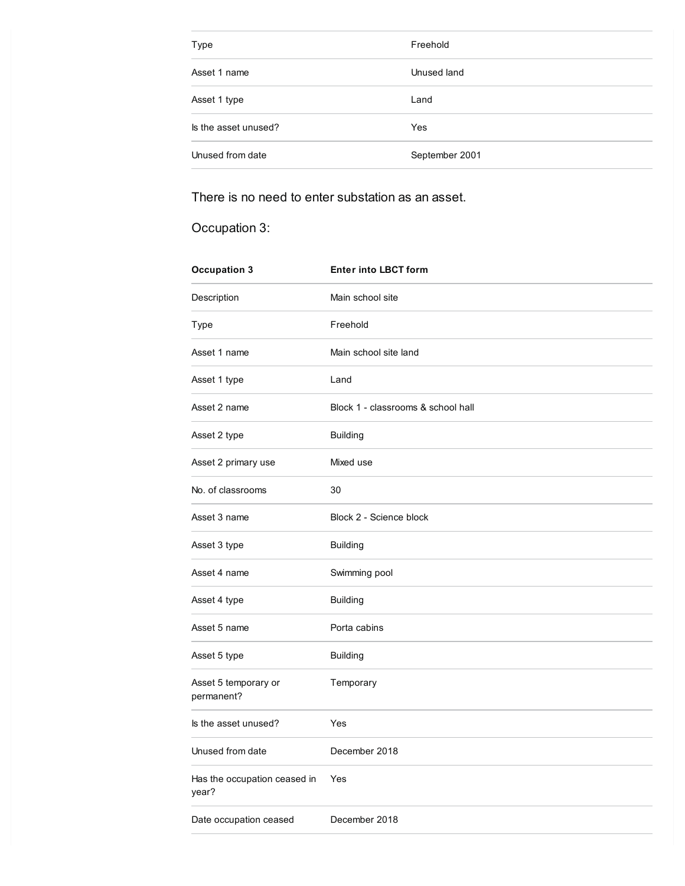| | |
|---|---|
| Type | Freehold |
| Asset 1 name | Unused land |
| Asset 1 type | Land |
| Is the asset unused? | Yes |
| Unused from date | September 2001 |

There is no need to enter substation as an asset.

Occupation 3:

| **Occupation 3** | **Enter into LBCT form** |
|---|---|
| Description | Main school site |
| Type | Freehold |
| Asset 1 name | Main school site land |
| Asset 1 type | Land |
| Asset 2 name | Block 1 - classrooms & school hall |
| Asset 2 type | Building |
| Asset 2 primary use | Mixed use |
| No. of classrooms | 30 |
| Asset 3 name | Block 2 - Science block |
| Asset 3 type | Building |
| Asset 4 name | Swimming pool |
| Asset 4 type | Building |
| Asset 5 name | Porta cabins |
| Asset 5 type | Building |
| Asset 5 temporary or permanent? | Temporary |
| Is the asset unused? | Yes |
| Unused from date | December 2018 |
| Has the occupation ceased in year? | Yes |
| Date occupation ceased | December 2018 |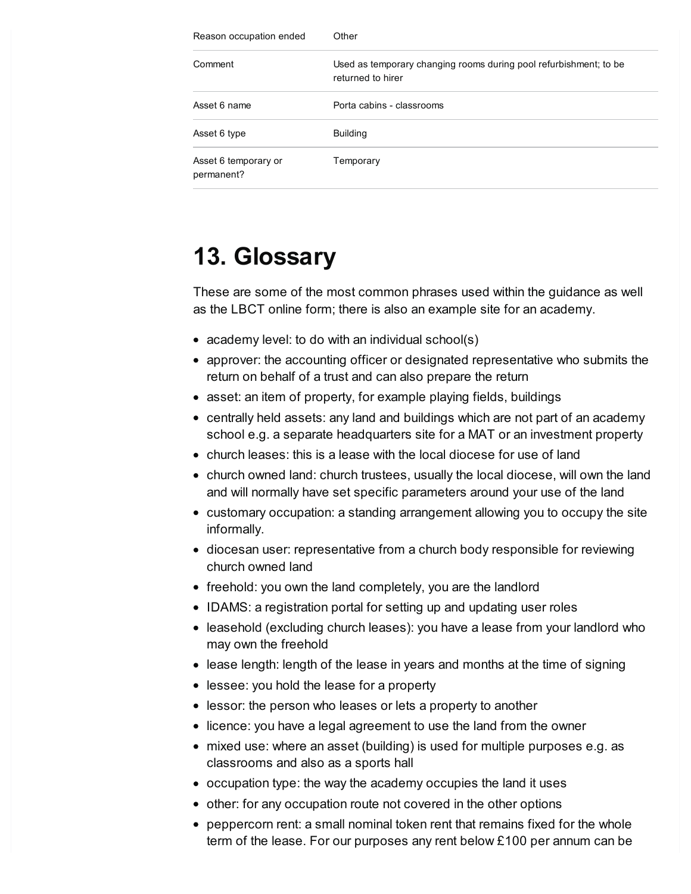| | |
|---|---|
| Reason occupation ended | Other |
| Comment | Used as temporary changing rooms during pool refurbishment; to be returned to hirer |
| Asset 6 name | Porta cabins - classrooms |
| Asset 6 type | Building |
| Asset 6 temporary or permanent? | Temporary |

# 13. Glossary

These are some of the most common phrases used within the guidance as well as the LBCT online form; there is also an example site for an academy.

- academy level: to do with an individual school(s)
- approver: the accounting officer or designated representative who submits the return on behalf of a trust and can also prepare the return
- asset: an item of property, for example playing fields, buildings
- centrally held assets: any land and buildings which are not part of an academy school e.g. a separate headquarters site for a MAT or an investment property
- church leases: this is a lease with the local diocese for use of land
- church owned land: church trustees, usually the local diocese, will own the land and will normally have set specific parameters around your use of the land
- customary occupation: a standing arrangement allowing you to occupy the site informally.
- diocesan user: representative from a church body responsible for reviewing church owned land
- freehold: you own the land completely, you are the landlord
- IDAMS: a registration portal for setting up and updating user roles
- leasehold (excluding church leases): you have a lease from your landlord who may own the freehold
- lease length: length of the lease in years and months at the time of signing
- lessee: you hold the lease for a property
- lessor: the person who leases or lets a property to another
- licence: you have a legal agreement to use the land from the owner
- mixed use: where an asset (building) is used for multiple purposes e.g. as classrooms and also as a sports hall
- occupation type: the way the academy occupies the land it uses
- other: for any occupation route not covered in the other options
- peppercorn rent: a small nominal token rent that remains fixed for the whole term of the lease. For our purposes any rent below £100 per annum can be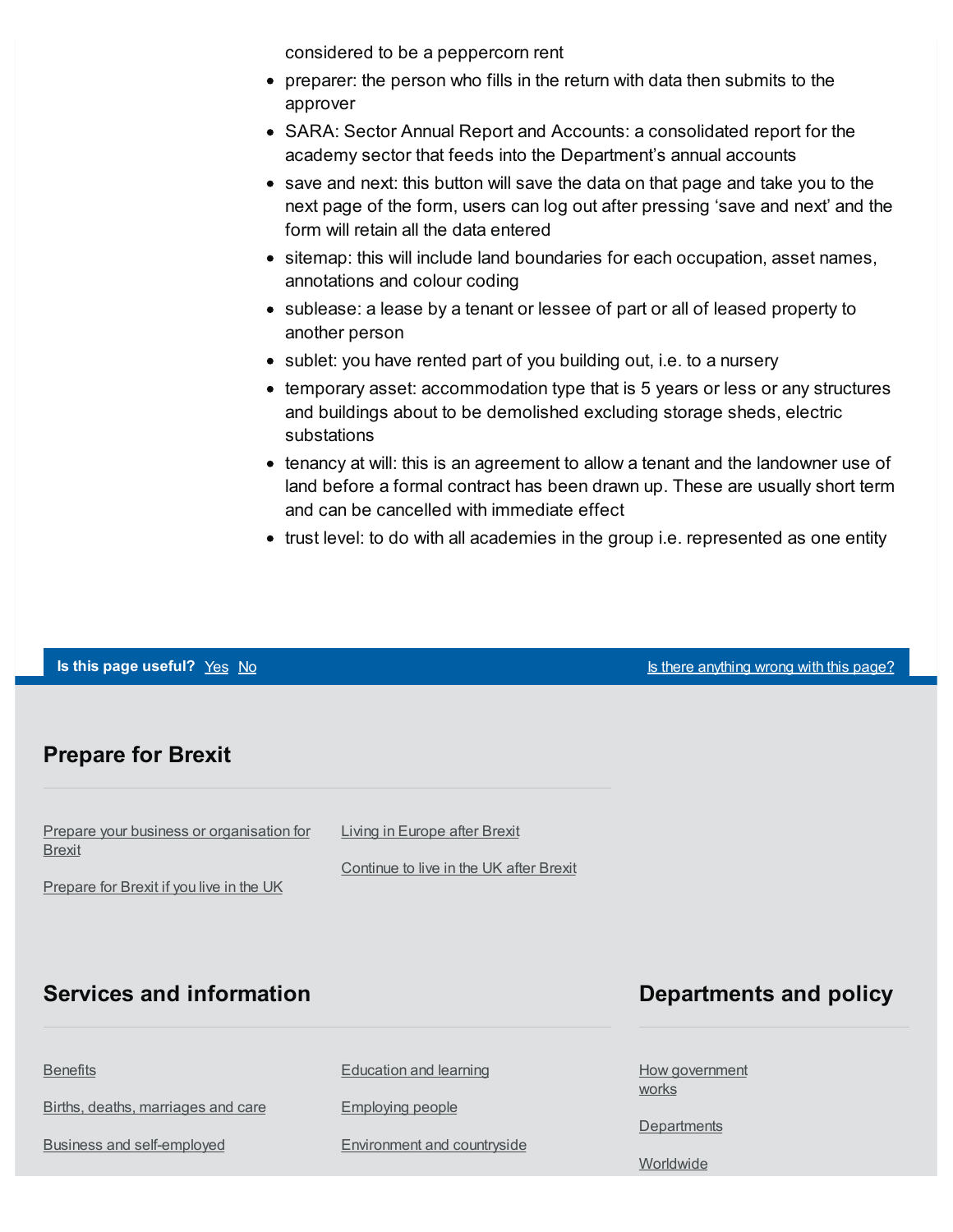considered to be a peppercorn rent

- preparer: the person who fills in the return with data then submits to the approver
- SARA: Sector Annual Report and Accounts: a consolidated report for the academy sector that feeds into the Department's annual accounts
- save and next: this button will save the data on that page and take you to the next page of the form, users can log out after pressing 'save and next' and the form will retain all the data entered
- sitemap: this will include land boundaries for each occupation, asset names, annotations and colour coding
- sublease: a lease by a tenant or lessee of part or all of leased property to another person
- sublet: you have rented part of you building out, i.e. to a nursery
- temporary asset: accommodation type that is 5 years or less or any structures and buildings about to be demolished excluding storage sheds, electric substations
- tenancy at will: this is an agreement to allow a tenant and the landowner use of land before a formal contract has been drawn up. These are usually short term and can be cancelled with immediate effect
- trust level: to do with all academies in the group i.e. represented as one entity

**Is this page useful?** Yes No Is there anything wrong with this page?

## Prepare for Brexit

Prepare your business or organisation for Brexit

Prepare for Brexit if you live in the UK

Living in Europe after Brexit

Continue to live in the UK after Brexit

## Services and information

Benefits

Births, deaths, marriages and care

Business and self-employed

Education and learning

Employing people

Environment and countryside

## Departments and policy

How government works

Departments

Worldwide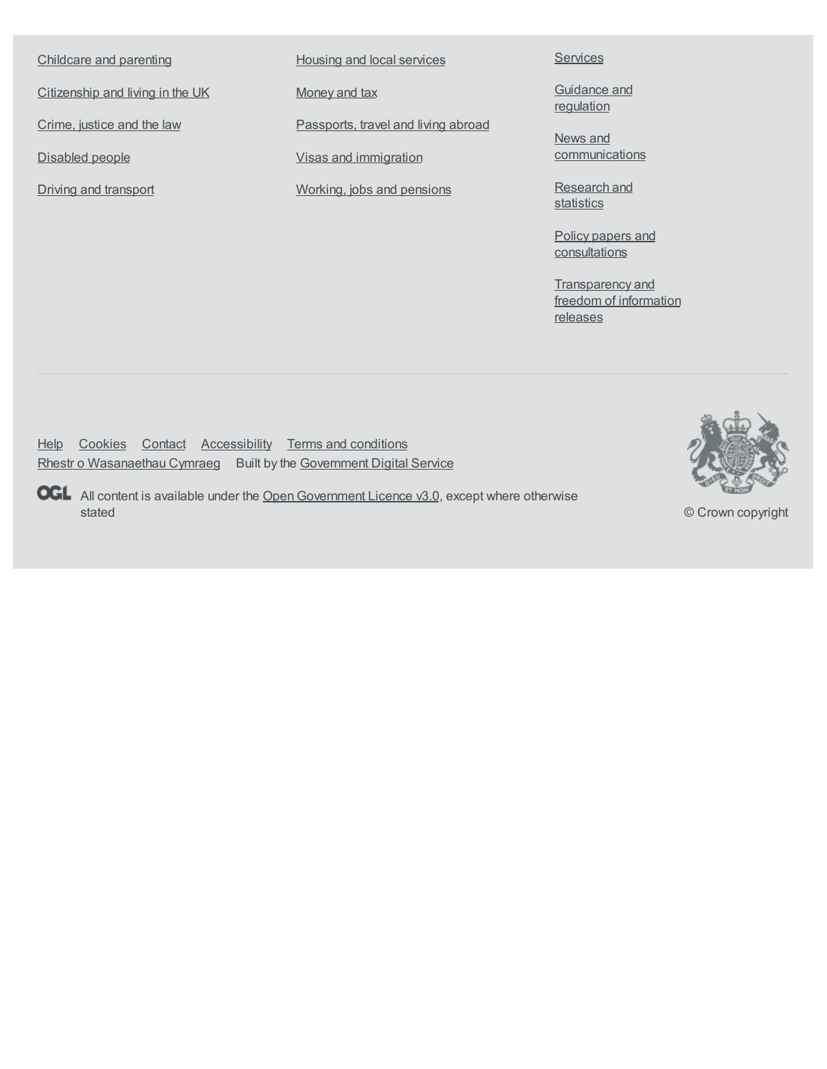Childcare and parenting

Citizenship and living in the UK

Crime, justice and the law

Disabled people

Driving and transport

Housing and local services

Money and tax

Passports, travel and living abroad

Visas and immigration

Working, jobs and pensions

Services

Guidance and regulation

News and communications

Research and statistics

Policy papers and consultations

Transparency and freedom of information releases

---

Help Cookies Contact Accessibility Terms and conditions

Rhestr o Wasanaethau Cymraeg Built by the Government Digital Service

OGL All content is available under the Open Government Licence v3.0, except where otherwise stated

© Crown copyright